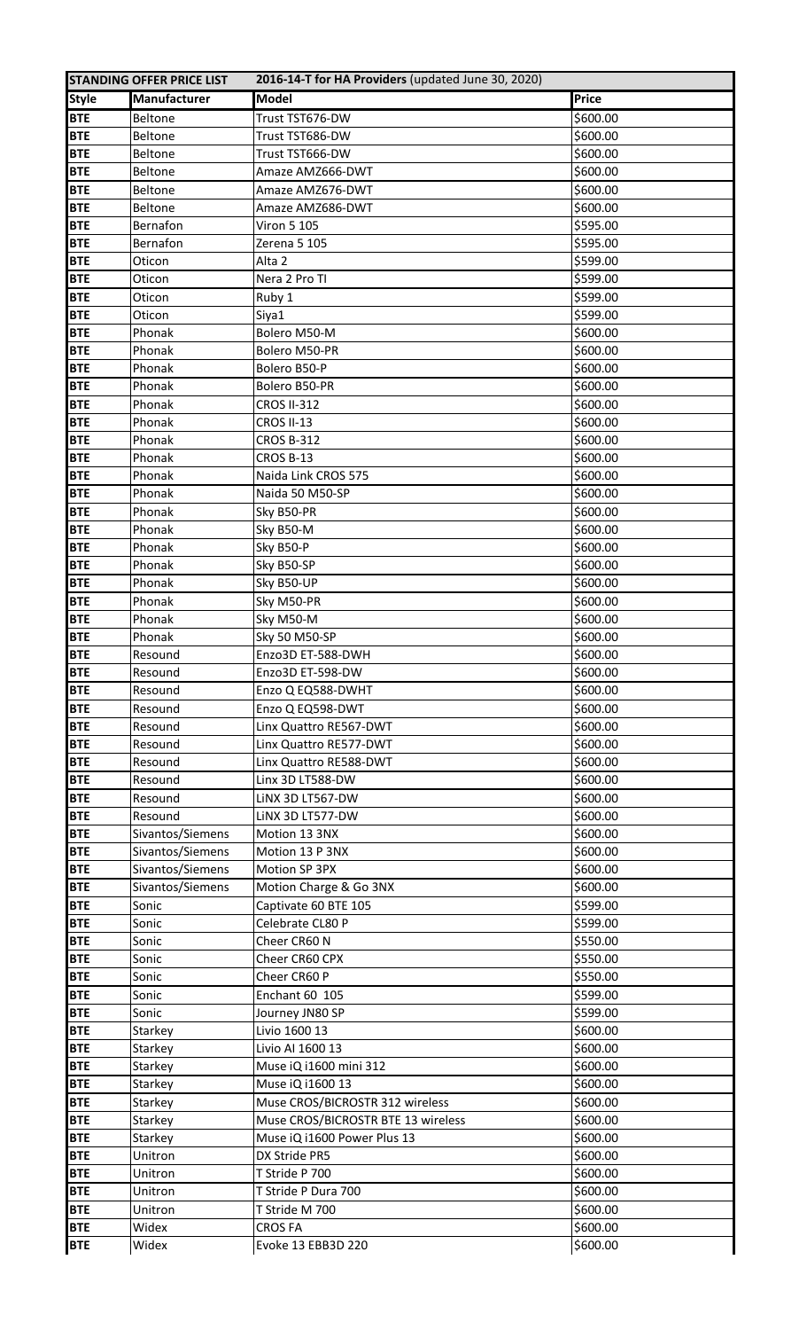| STANDING OFFER PRICE LIST | 2016-14-T for HA Providers (updated June 30, 2020) | | |
|---|---|---|---|
| **Style** | **Manufacturer** | **Model** | **Price** |
| **BTE** | Beltone | Trust TST676-DW | $600.00 |
| **BTE** | Beltone | Trust TST686-DW | $600.00 |
| **BTE** | Beltone | Trust TST666-DW | $600.00 |
| **BTE** | Beltone | Amaze AMZ666-DWT | $600.00 |
| **BTE** | Beltone | Amaze AMZ676-DWT | $600.00 |
| **BTE** | Beltone | Amaze AMZ686-DWT | $600.00 |
| **BTE** | Bernafon | Viron 5 105 | $595.00 |
| **BTE** | Bernafon | Zerena 5 105 | $595.00 |
| **BTE** | Oticon | Alta 2 | $599.00 |
| **BTE** | Oticon | Nera 2 Pro TI | $599.00 |
| **BTE** | Oticon | Ruby 1 | $599.00 |
| **BTE** | Oticon | Siya1 | $599.00 |
| **BTE** | Phonak | Bolero M50-M | $600.00 |
| **BTE** | Phonak | Bolero M50-PR | $600.00 |
| **BTE** | Phonak | Bolero B50-P | $600.00 |
| **BTE** | Phonak | Bolero B50-PR | $600.00 |
| **BTE** | Phonak | CROS II-312 | $600.00 |
| **BTE** | Phonak | CROS II-13 | $600.00 |
| **BTE** | Phonak | CROS B-312 | $600.00 |
| **BTE** | Phonak | CROS B-13 | $600.00 |
| **BTE** | Phonak | Naida Link CROS 575 | $600.00 |
| **BTE** | Phonak | Naida 50 M50-SP | $600.00 |
| **BTE** | Phonak | Sky B50-PR | $600.00 |
| **BTE** | Phonak | Sky B50-M | $600.00 |
| **BTE** | Phonak | Sky B50-P | $600.00 |
| **BTE** | Phonak | Sky B50-SP | $600.00 |
| **BTE** | Phonak | Sky B50-UP | $600.00 |
| **BTE** | Phonak | Sky M50-PR | $600.00 |
| **BTE** | Phonak | Sky M50-M | $600.00 |
| **BTE** | Phonak | Sky 50 M50-SP | $600.00 |
| **BTE** | Resound | Enzo3D ET-588-DWH | $600.00 |
| **BTE** | Resound | Enzo3D ET-598-DW | $600.00 |
| **BTE** | Resound | Enzo Q EQ588-DWHT | $600.00 |
| **BTE** | Resound | Enzo Q EQ598-DWT | $600.00 |
| **BTE** | Resound | Linx Quattro RE567-DWT | $600.00 |
| **BTE** | Resound | Linx Quattro RE577-DWT | $600.00 |
| **BTE** | Resound | Linx Quattro RE588-DWT | $600.00 |
| **BTE** | Resound | Linx 3D LT588-DW | $600.00 |
| **BTE** | Resound | LiNX 3D LT567-DW | $600.00 |
| **BTE** | Resound | LiNX 3D LT577-DW | $600.00 |
| **BTE** | Sivantos/Siemens | Motion 13 3NX | $600.00 |
| **BTE** | Sivantos/Siemens | Motion 13 P 3NX | $600.00 |
| **BTE** | Sivantos/Siemens | Motion SP 3PX | $600.00 |
| **BTE** | Sivantos/Siemens | Motion Charge & Go 3NX | $600.00 |
| **BTE** | Sonic | Captivate 60 BTE 105 | $599.00 |
| **BTE** | Sonic | Celebrate CL80 P | $599.00 |
| **BTE** | Sonic | Cheer CR60 N | $550.00 |
| **BTE** | Sonic | Cheer CR60 CPX | $550.00 |
| **BTE** | Sonic | Cheer CR60 P | $550.00 |
| **BTE** | Sonic | Enchant 60 105 | $599.00 |
| **BTE** | Sonic | Journey JN80 SP | $599.00 |
| **BTE** | Starkey | Livio 1600 13 | $600.00 |
| **BTE** | Starkey | Livio AI 1600 13 | $600.00 |
| **BTE** | Starkey | Muse iQ i1600 mini 312 | $600.00 |
| **BTE** | Starkey | Muse iQ i1600 13 | $600.00 |
| **BTE** | Starkey | Muse CROS/BICROSTR 312 wireless | $600.00 |
| **BTE** | Starkey | Muse CROS/BICROSTR BTE 13 wireless | $600.00 |
| **BTE** | Starkey | Muse iQ i1600 Power Plus 13 | $600.00 |
| **BTE** | Unitron | DX Stride PR5 | $600.00 |
| **BTE** | Unitron | T Stride P 700 | $600.00 |
| **BTE** | Unitron | T Stride P Dura 700 | $600.00 |
| **BTE** | Unitron | T Stride M 700 | $600.00 |
| **BTE** | Widex | CROS FA | $600.00 |
| **BTE** | Widex | Evoke 13 EBB3D 220 | $600.00 |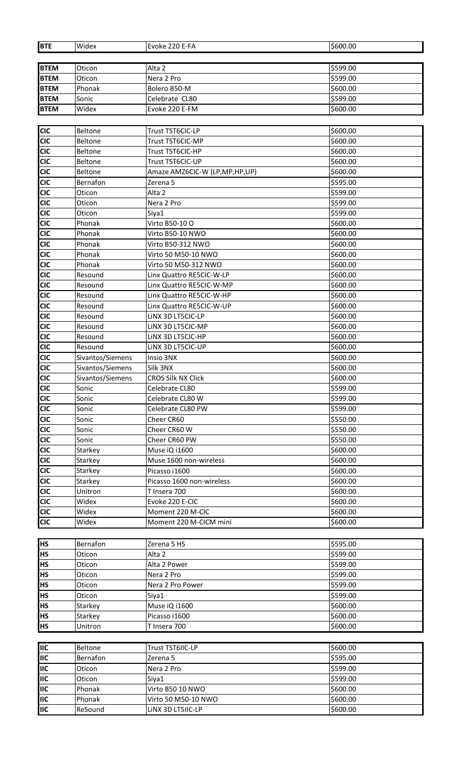| BTE | Widex | Evoke 220 E-FA | $600.00 |
|---|---|---|---|

| BTEM | Oticon | Alta 2 | $599.00 |
|---|---|---|---|
| BTEM | Oticon | Nera 2 Pro | $599.00 |
| BTEM | Phonak | Bolero B50-M | $600.00 |
| BTEM | Sonic | Celebrate CL80 | $599.00 |
| BTEM | Widex | Evoke 220 E-FM | $600.00 |

| CIC | Beltone | Trust TST6CIC-LP | $600.00 |
|---|---|---|---|
| CIC | Beltone | Trust TST6CIC-MP | $600.00 |
| CIC | Beltone | Trust TST6CIC-HP | $600.00 |
| CIC | Beltone | Trust TST6CIC-UP | $600.00 |
| CIC | Beltone | Amaze AMZ6CIC-W (LP,MP,HP,UP) | $600.00 |
| CIC | Bernafon | Zerena 5 | $595.00 |
| CIC | Oticon | Alta 2 | $599.00 |
| CIC | Oticon | Nera 2 Pro | $599.00 |
| CIC | Oticon | Siya1 | $599.00 |
| CIC | Phonak | Virto B50-10 O | $600.00 |
| CIC | Phonak | Virto B50-10 NWO | $600.00 |
| CIC | Phonak | Virto B50-312 NWO | $600.00 |
| CIC | Phonak | Virto 50 M50-10 NWO | $600.00 |
| CIC | Phonak | Virto 50 M50-312 NWO | $600.00 |
| CIC | Resound | Linx Quattro RE5CIC-W-LP | $600.00 |
| CIC | Resound | Linx Quattro RE5CIC-W-MP | $600.00 |
| CIC | Resound | Linx Quattro RE5CIC-W-HP | $600.00 |
| CIC | Resound | Linx Quattro RE5CIC-W-UP | $600.00 |
| CIC | Resound | LiNX 3D LT5CIC-LP | $600.00 |
| CIC | Resound | LiNX 3D LT5CIC-MP | $600.00 |
| CIC | Resound | LiNX 3D LT5CIC-HP | $600.00 |
| CIC | Resound | LiNX 3D LT5CIC-UP | $600.00 |
| CIC | Sivantos/Siemens | Insio 3NX | $600.00 |
| CIC | Sivantos/Siemens | Silk 3NX | $600.00 |
| CIC | Sivantos/Siemens | CROS Silk NX Click | $600.00 |
| CIC | Sonic | Celebrate CL80 | $599.00 |
| CIC | Sonic | Celebrate CL80 W | $599.00 |
| CIC | Sonic | Celebrate CL80 PW | $599.00 |
| CIC | Sonic | Cheer CR60 | $550.00 |
| CIC | Sonic | Cheer CR60 W | $550.00 |
| CIC | Sonic | Cheer CR60 PW | $550.00 |
| CIC | Starkey | Muse iQ i1600 | $600.00 |
| CIC | Starkey | Muse 1600 non-wireless | $600.00 |
| CIC | Starkey | Picasso i1600 | $600.00 |
| CIC | Starkey | Picasso 1600 non-wireless | $600.00 |
| CIC | Unitron | T Insera 700 | $600.00 |
| CIC | Widex | Evoke 220 E-CIC | $600.00 |
| CIC | Widex | Moment 220 M-CIC | $600.00 |
| CIC | Widex | Moment 220 M-CICM mini | $600.00 |

| HS | Bernafon | Zerena 5 HS | $595.00 |
|---|---|---|---|
| HS | Oticon | Alta 2 | $599.00 |
| HS | Oticon | Alta 2 Power | $599.00 |
| HS | Oticon | Nera 2 Pro | $599.00 |
| HS | Oticon | Nera 2 Pro Power | $599.00 |
| HS | Oticon | Siya1 | $599.00 |
| HS | Starkey | Muse iQ i1600 | $600.00 |
| HS | Starkey | Picasso i1600 | $600.00 |
| HS | Unitron | T Insera 700 | $600.00 |

| IIC | Beltone | Trust TST6IIC-LP | $600.00 |
|---|---|---|---|
| IIC | Bernafon | Zerena 5 | $595.00 |
| IIC | Oticon | Nera 2 Pro | $599.00 |
| IIC | Oticon | Siya1 | $599.00 |
| IIC | Phonak | Virto B50 10 NWO | $600.00 |
| IIC | Phonak | Virto 50 M50-10 NWO | $600.00 |
| IIC | ReSound | LiNX 3D LT5IIC-LP | $600.00 |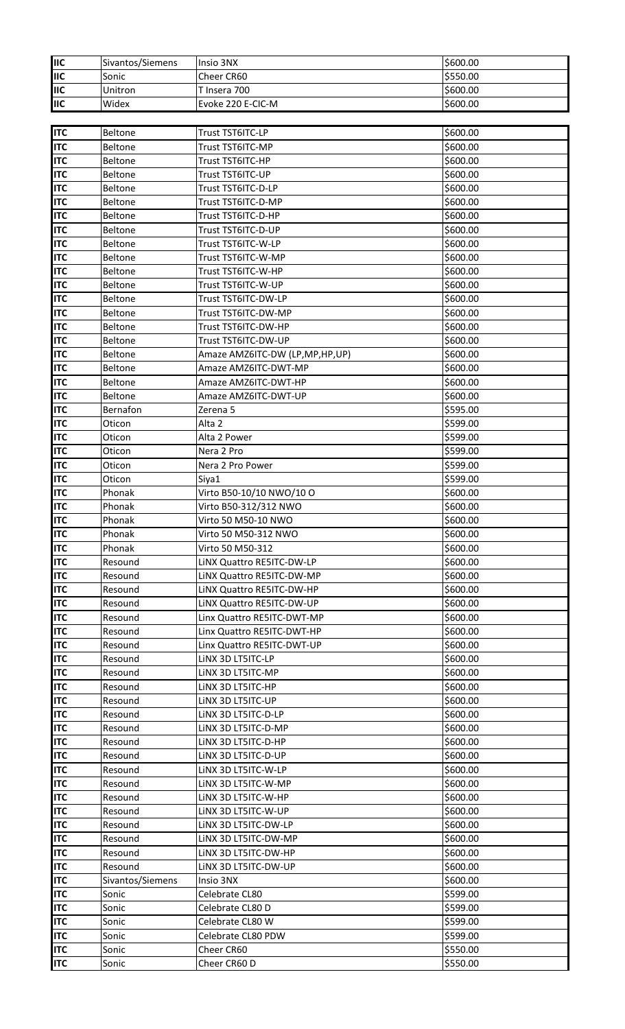| | | | |
|---|---|---|---|
| IIC | Sivantos/Siemens | Insio 3NX | $600.00 |
| IIC | Sonic | Cheer CR60 | $550.00 |
| IIC | Unitron | T Insera 700 | $600.00 |
| IIC | Widex | Evoke 220 E-CIC-M | $600.00 |

| | | | |
|---|---|---|---|
| ITC | Beltone | Trust TST6ITC-LP | $600.00 |
| ITC | Beltone | Trust TST6ITC-MP | $600.00 |
| ITC | Beltone | Trust TST6ITC-HP | $600.00 |
| ITC | Beltone | Trust TST6ITC-UP | $600.00 |
| ITC | Beltone | Trust TST6ITC-D-LP | $600.00 |
| ITC | Beltone | Trust TST6ITC-D-MP | $600.00 |
| ITC | Beltone | Trust TST6ITC-D-HP | $600.00 |
| ITC | Beltone | Trust TST6ITC-D-UP | $600.00 |
| ITC | Beltone | Trust TST6ITC-W-LP | $600.00 |
| ITC | Beltone | Trust TST6ITC-W-MP | $600.00 |
| ITC | Beltone | Trust TST6ITC-W-HP | $600.00 |
| ITC | Beltone | Trust TST6ITC-W-UP | $600.00 |
| ITC | Beltone | Trust TST6ITC-DW-LP | $600.00 |
| ITC | Beltone | Trust TST6ITC-DW-MP | $600.00 |
| ITC | Beltone | Trust TST6ITC-DW-HP | $600.00 |
| ITC | Beltone | Trust TST6ITC-DW-UP | $600.00 |
| ITC | Beltone | Amaze AMZ6ITC-DW (LP,MP,HP,UP) | $600.00 |
| ITC | Beltone | Amaze AMZ6ITC-DWT-MP | $600.00 |
| ITC | Beltone | Amaze AMZ6ITC-DWT-HP | $600.00 |
| ITC | Beltone | Amaze AMZ6ITC-DWT-UP | $600.00 |
| ITC | Bernafon | Zerena 5 | $595.00 |
| ITC | Oticon | Alta 2 | $599.00 |
| ITC | Oticon | Alta 2 Power | $599.00 |
| ITC | Oticon | Nera 2 Pro | $599.00 |
| ITC | Oticon | Nera 2 Pro Power | $599.00 |
| ITC | Oticon | Siya1 | $599.00 |
| ITC | Phonak | Virto B50-10/10 NWO/10 O | $600.00 |
| ITC | Phonak | Virto B50-312/312 NWO | $600.00 |
| ITC | Phonak | Virto 50 M50-10 NWO | $600.00 |
| ITC | Phonak | Virto 50 M50-312 NWO | $600.00 |
| ITC | Phonak | Virto 50 M50-312 | $600.00 |
| ITC | Resound | LiNX Quattro RE5ITC-DW-LP | $600.00 |
| ITC | Resound | LiNX Quattro RE5ITC-DW-MP | $600.00 |
| ITC | Resound | LiNX Quattro RE5ITC-DW-HP | $600.00 |
| ITC | Resound | LiNX Quattro RE5ITC-DW-UP | $600.00 |
| ITC | Resound | Linx Quattro RE5ITC-DWT-MP | $600.00 |
| ITC | Resound | Linx Quattro RE5ITC-DWT-HP | $600.00 |
| ITC | Resound | Linx Quattro RE5ITC-DWT-UP | $600.00 |
| ITC | Resound | LiNX 3D LT5ITC-LP | $600.00 |
| ITC | Resound | LiNX 3D LT5ITC-MP | $600.00 |
| ITC | Resound | LiNX 3D LT5ITC-HP | $600.00 |
| ITC | Resound | LiNX 3D LT5ITC-UP | $600.00 |
| ITC | Resound | LiNX 3D LT5ITC-D-LP | $600.00 |
| ITC | Resound | LiNX 3D LT5ITC-D-MP | $600.00 |
| ITC | Resound | LiNX 3D LT5ITC-D-HP | $600.00 |
| ITC | Resound | LiNX 3D LT5ITC-D-UP | $600.00 |
| ITC | Resound | LiNX 3D LT5ITC-W-LP | $600.00 |
| ITC | Resound | LiNX 3D LT5ITC-W-MP | $600.00 |
| ITC | Resound | LiNX 3D LT5ITC-W-HP | $600.00 |
| ITC | Resound | LiNX 3D LT5ITC-W-UP | $600.00 |
| ITC | Resound | LiNX 3D LT5ITC-DW-LP | $600.00 |
| ITC | Resound | LiNX 3D LT5ITC-DW-MP | $600.00 |
| ITC | Resound | LiNX 3D LT5ITC-DW-HP | $600.00 |
| ITC | Resound | LiNX 3D LT5ITC-DW-UP | $600.00 |
| ITC | Sivantos/Siemens | Insio 3NX | $600.00 |
| ITC | Sonic | Celebrate CL80 | $599.00 |
| ITC | Sonic | Celebrate CL80 D | $599.00 |
| ITC | Sonic | Celebrate CL80 W | $599.00 |
| ITC | Sonic | Celebrate CL80 PDW | $599.00 |
| ITC | Sonic | Cheer CR60 | $550.00 |
| ITC | Sonic | Cheer CR60 D | $550.00 |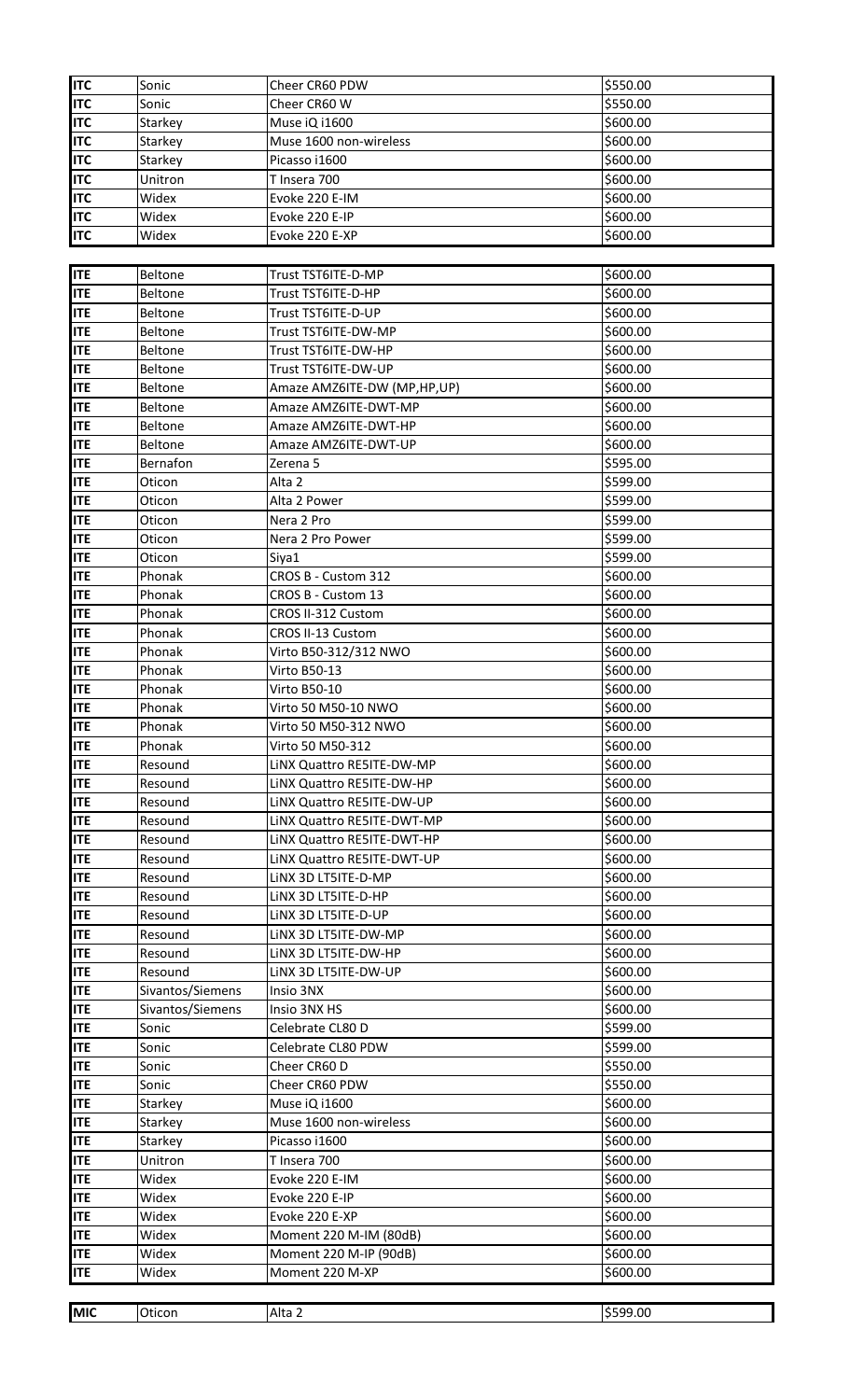| | | | |
|---|---|---|---|
| **ITC** | Sonic | Cheer CR60 PDW | $550.00 |
| **ITC** | Sonic | Cheer CR60 W | $550.00 |
| **ITC** | Starkey | Muse iQ i1600 | $600.00 |
| **ITC** | Starkey | Muse 1600 non-wireless | $600.00 |
| **ITC** | Starkey | Picasso i1600 | $600.00 |
| **ITC** | Unitron | T Insera 700 | $600.00 |
| **ITC** | Widex | Evoke 220 E-IM | $600.00 |
| **ITC** | Widex | Evoke 220 E-IP | $600.00 |
| **ITC** | Widex | Evoke 220 E-XP | $600.00 |

| | | | |
|---|---|---|---|
| **ITE** | Beltone | Trust TST6ITE-D-MP | $600.00 |
| **ITE** | Beltone | Trust TST6ITE-D-HP | $600.00 |
| **ITE** | Beltone | Trust TST6ITE-D-UP | $600.00 |
| **ITE** | Beltone | Trust TST6ITE-DW-MP | $600.00 |
| **ITE** | Beltone | Trust TST6ITE-DW-HP | $600.00 |
| **ITE** | Beltone | Trust TST6ITE-DW-UP | $600.00 |
| **ITE** | Beltone | Amaze AMZ6ITE-DW (MP,HP,UP) | $600.00 |
| **ITE** | Beltone | Amaze AMZ6ITE-DWT-MP | $600.00 |
| **ITE** | Beltone | Amaze AMZ6ITE-DWT-HP | $600.00 |
| **ITE** | Beltone | Amaze AMZ6ITE-DWT-UP | $600.00 |
| **ITE** | Bernafon | Zerena 5 | $595.00 |
| **ITE** | Oticon | Alta 2 | $599.00 |
| **ITE** | Oticon | Alta 2 Power | $599.00 |
| **ITE** | Oticon | Nera 2 Pro | $599.00 |
| **ITE** | Oticon | Nera 2 Pro Power | $599.00 |
| **ITE** | Oticon | Siya1 | $599.00 |
| **ITE** | Phonak | CROS B - Custom 312 | $600.00 |
| **ITE** | Phonak | CROS B - Custom 13 | $600.00 |
| **ITE** | Phonak | CROS II-312 Custom | $600.00 |
| **ITE** | Phonak | CROS II-13 Custom | $600.00 |
| **ITE** | Phonak | Virto B50-312/312 NWO | $600.00 |
| **ITE** | Phonak | Virto B50-13 | $600.00 |
| **ITE** | Phonak | Virto B50-10 | $600.00 |
| **ITE** | Phonak | Virto 50 M50-10 NWO | $600.00 |
| **ITE** | Phonak | Virto 50 M50-312 NWO | $600.00 |
| **ITE** | Phonak | Virto 50 M50-312 | $600.00 |
| **ITE** | Resound | LiNX Quattro RE5ITE-DW-MP | $600.00 |
| **ITE** | Resound | LiNX Quattro RE5ITE-DW-HP | $600.00 |
| **ITE** | Resound | LiNX Quattro RE5ITE-DW-UP | $600.00 |
| **ITE** | Resound | LiNX Quattro RE5ITE-DWT-MP | $600.00 |
| **ITE** | Resound | LiNX Quattro RE5ITE-DWT-HP | $600.00 |
| **ITE** | Resound | LiNX Quattro RE5ITE-DWT-UP | $600.00 |
| **ITE** | Resound | LiNX 3D LT5ITE-D-MP | $600.00 |
| **ITE** | Resound | LiNX 3D LT5ITE-D-HP | $600.00 |
| **ITE** | Resound | LiNX 3D LT5ITE-D-UP | $600.00 |
| **ITE** | Resound | LiNX 3D LT5ITE-DW-MP | $600.00 |
| **ITE** | Resound | LiNX 3D LT5ITE-DW-HP | $600.00 |
| **ITE** | Resound | LiNX 3D LT5ITE-DW-UP | $600.00 |
| **ITE** | Sivantos/Siemens | Insio 3NX | $600.00 |
| **ITE** | Sivantos/Siemens | Insio 3NX HS | $600.00 |
| **ITE** | Sonic | Celebrate CL80 D | $599.00 |
| **ITE** | Sonic | Celebrate CL80 PDW | $599.00 |
| **ITE** | Sonic | Cheer CR60 D | $550.00 |
| **ITE** | Sonic | Cheer CR60 PDW | $550.00 |
| **ITE** | Starkey | Muse iQ i1600 | $600.00 |
| **ITE** | Starkey | Muse 1600 non-wireless | $600.00 |
| **ITE** | Starkey | Picasso i1600 | $600.00 |
| **ITE** | Unitron | T Insera 700 | $600.00 |
| **ITE** | Widex | Evoke 220 E-IM | $600.00 |
| **ITE** | Widex | Evoke 220 E-IP | $600.00 |
| **ITE** | Widex | Evoke 220 E-XP | $600.00 |
| **ITE** | Widex | Moment 220 M-IM (80dB) | $600.00 |
| **ITE** | Widex | Moment 220 M-IP (90dB) | $600.00 |
| **ITE** | Widex | Moment 220 M-XP | $600.00 |

| | | | |
|---|---|---|---|
| **MIC** | Oticon | Alta 2 | $599.00 |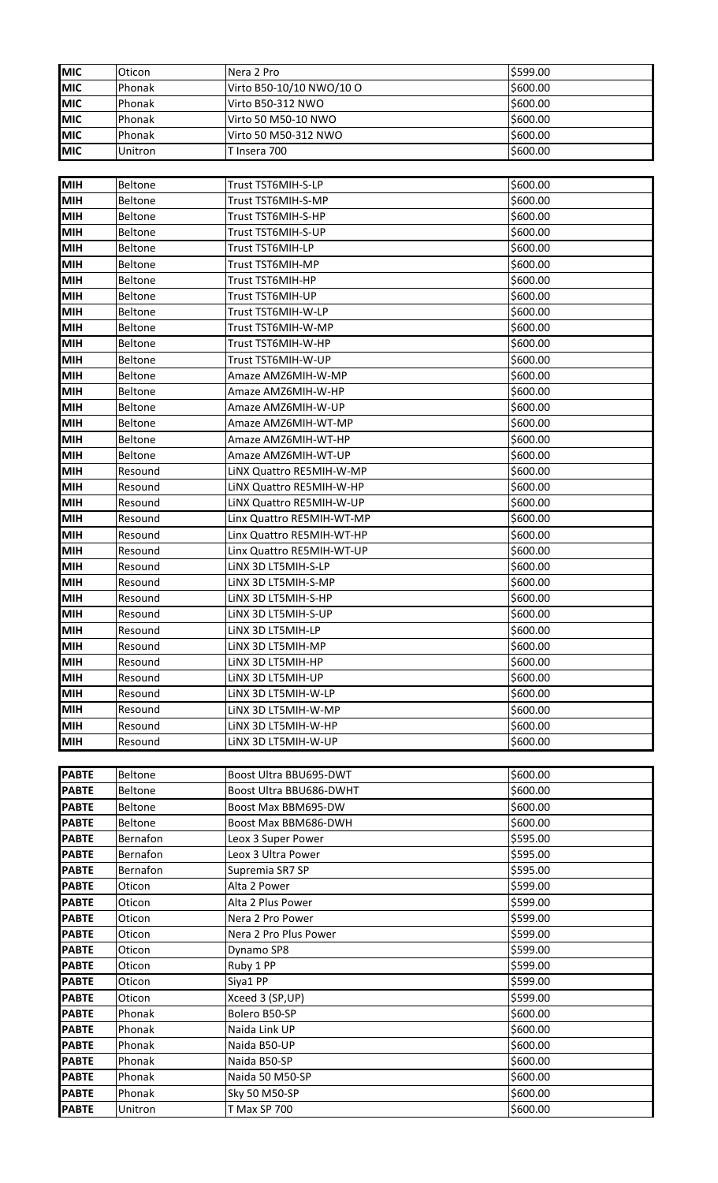| | | | |
|---|---|---|---|
| **MIC** | Oticon | Nera 2 Pro | $599.00 |
| **MIC** | Phonak | Virto B50-10/10 NWO/10 O | $600.00 |
| **MIC** | Phonak | Virto B50-312 NWO | $600.00 |
| **MIC** | Phonak | Virto 50 M50-10 NWO | $600.00 |
| **MIC** | Phonak | Virto 50 M50-312 NWO | $600.00 |
| **MIC** | Unitron | T Insera 700 | $600.00 |

| | | | |
|---|---|---|---|
| **MIH** | Beltone | Trust TST6MIH-S-LP | $600.00 |
| **MIH** | Beltone | Trust TST6MIH-S-MP | $600.00 |
| **MIH** | Beltone | Trust TST6MIH-S-HP | $600.00 |
| **MIH** | Beltone | Trust TST6MIH-S-UP | $600.00 |
| **MIH** | Beltone | Trust TST6MIH-LP | $600.00 |
| **MIH** | Beltone | Trust TST6MIH-MP | $600.00 |
| **MIH** | Beltone | Trust TST6MIH-HP | $600.00 |
| **MIH** | Beltone | Trust TST6MIH-UP | $600.00 |
| **MIH** | Beltone | Trust TST6MIH-W-LP | $600.00 |
| **MIH** | Beltone | Trust TST6MIH-W-MP | $600.00 |
| **MIH** | Beltone | Trust TST6MIH-W-HP | $600.00 |
| **MIH** | Beltone | Trust TST6MIH-W-UP | $600.00 |
| **MIH** | Beltone | Amaze AMZ6MIH-W-MP | $600.00 |
| **MIH** | Beltone | Amaze AMZ6MIH-W-HP | $600.00 |
| **MIH** | Beltone | Amaze AMZ6MIH-W-UP | $600.00 |
| **MIH** | Beltone | Amaze AMZ6MIH-WT-MP | $600.00 |
| **MIH** | Beltone | Amaze AMZ6MIH-WT-HP | $600.00 |
| **MIH** | Beltone | Amaze AMZ6MIH-WT-UP | $600.00 |
| **MIH** | Resound | LiNX Quattro RE5MIH-W-MP | $600.00 |
| **MIH** | Resound | LiNX Quattro RE5MIH-W-HP | $600.00 |
| **MIH** | Resound | LiNX Quattro RE5MIH-W-UP | $600.00 |
| **MIH** | Resound | Linx Quattro RE5MIH-WT-MP | $600.00 |
| **MIH** | Resound | Linx Quattro RE5MIH-WT-HP | $600.00 |
| **MIH** | Resound | Linx Quattro RE5MIH-WT-UP | $600.00 |
| **MIH** | Resound | LiNX 3D LT5MIH-S-LP | $600.00 |
| **MIH** | Resound | LiNX 3D LT5MIH-S-MP | $600.00 |
| **MIH** | Resound | LiNX 3D LT5MIH-S-HP | $600.00 |
| **MIH** | Resound | LiNX 3D LT5MIH-S-UP | $600.00 |
| **MIH** | Resound | LiNX 3D LT5MIH-LP | $600.00 |
| **MIH** | Resound | LiNX 3D LT5MIH-MP | $600.00 |
| **MIH** | Resound | LiNX 3D LT5MIH-HP | $600.00 |
| **MIH** | Resound | LiNX 3D LT5MIH-UP | $600.00 |
| **MIH** | Resound | LiNX 3D LT5MIH-W-LP | $600.00 |
| **MIH** | Resound | LiNX 3D LT5MIH-W-MP | $600.00 |
| **MIH** | Resound | LiNX 3D LT5MIH-W-HP | $600.00 |
| **MIH** | Resound | LiNX 3D LT5MIH-W-UP | $600.00 |

| | | | |
|---|---|---|---|
| **PABTE** | Beltone | Boost Ultra BBU695-DWT | $600.00 |
| **PABTE** | Beltone | Boost Ultra BBU686-DWHT | $600.00 |
| **PABTE** | Beltone | Boost Max BBM695-DW | $600.00 |
| **PABTE** | Beltone | Boost Max BBM686-DWH | $600.00 |
| **PABTE** | Bernafon | Leox 3 Super Power | $595.00 |
| **PABTE** | Bernafon | Leox 3 Ultra Power | $595.00 |
| **PABTE** | Bernafon | Supremia SR7 SP | $595.00 |
| **PABTE** | Oticon | Alta 2 Power | $599.00 |
| **PABTE** | Oticon | Alta 2 Plus Power | $599.00 |
| **PABTE** | Oticon | Nera 2 Pro Power | $599.00 |
| **PABTE** | Oticon | Nera 2 Pro Plus Power | $599.00 |
| **PABTE** | Oticon | Dynamo SP8 | $599.00 |
| **PABTE** | Oticon | Ruby 1 PP | $599.00 |
| **PABTE** | Oticon | Siya1 PP | $599.00 |
| **PABTE** | Oticon | Xceed 3 (SP,UP) | $599.00 |
| **PABTE** | Phonak | Bolero B50-SP | $600.00 |
| **PABTE** | Phonak | Naida Link UP | $600.00 |
| **PABTE** | Phonak | Naida B50-UP | $600.00 |
| **PABTE** | Phonak | Naida B50-SP | $600.00 |
| **PABTE** | Phonak | Naida 50 M50-SP | $600.00 |
| **PABTE** | Phonak | Sky 50 M50-SP | $600.00 |
| **PABTE** | Unitron | T Max SP 700 | $600.00 |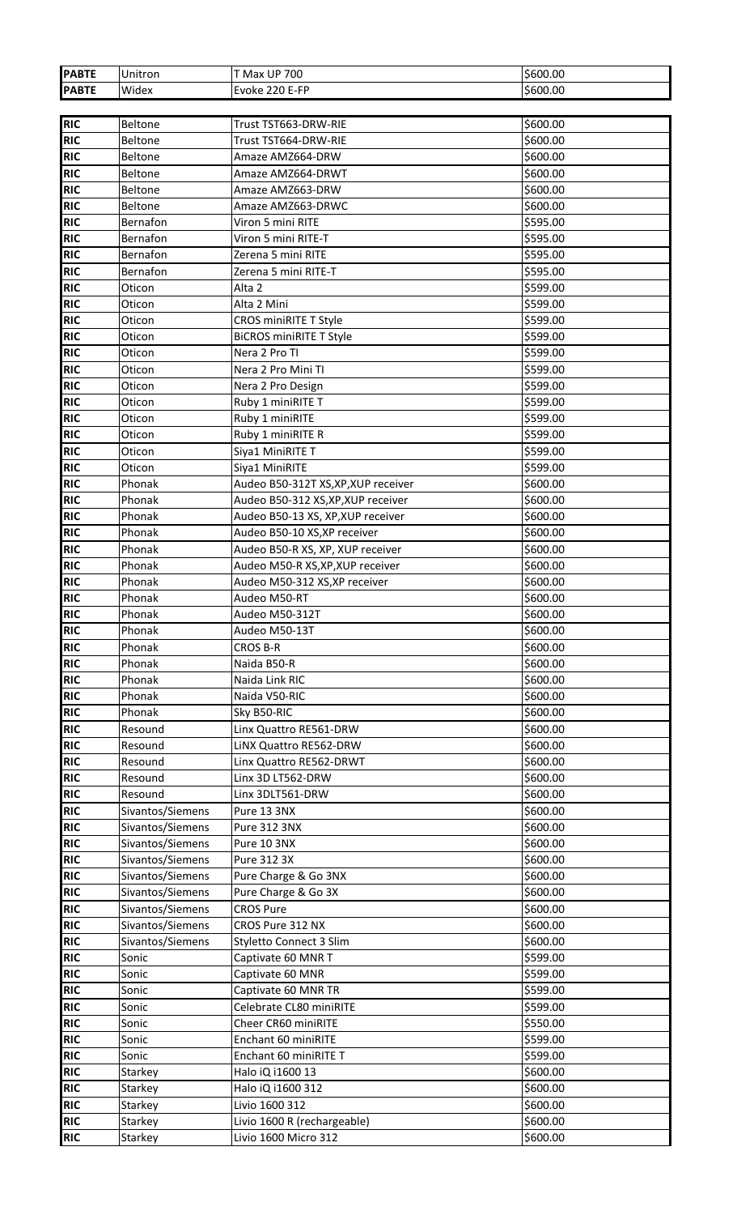| | | | |
|---|---|---|---|
| **PABTE** | Unitron | T Max UP 700 | $600.00 |
| **PABTE** | Widex | Evoke 220 E-FP | $600.00 |

| | | | |
|---|---|---|---|
| **RIC** | Beltone | Trust TST663-DRW-RIE | $600.00 |
| **RIC** | Beltone | Trust TST664-DRW-RIE | $600.00 |
| **RIC** | Beltone | Amaze AMZ664-DRW | $600.00 |
| **RIC** | Beltone | Amaze AMZ664-DRWT | $600.00 |
| **RIC** | Beltone | Amaze AMZ663-DRW | $600.00 |
| **RIC** | Beltone | Amaze AMZ663-DRWC | $600.00 |
| **RIC** | Bernafon | Viron 5 mini RITE | $595.00 |
| **RIC** | Bernafon | Viron 5 mini RITE-T | $595.00 |
| **RIC** | Bernafon | Zerena 5 mini RITE | $595.00 |
| **RIC** | Bernafon | Zerena 5 mini RITE-T | $595.00 |
| **RIC** | Oticon | Alta 2 | $599.00 |
| **RIC** | Oticon | Alta 2 Mini | $599.00 |
| **RIC** | Oticon | CROS miniRITE T Style | $599.00 |
| **RIC** | Oticon | BiCROS miniRITE T Style | $599.00 |
| **RIC** | Oticon | Nera 2 Pro TI | $599.00 |
| **RIC** | Oticon | Nera 2 Pro Mini TI | $599.00 |
| **RIC** | Oticon | Nera 2 Pro Design | $599.00 |
| **RIC** | Oticon | Ruby 1 miniRITE T | $599.00 |
| **RIC** | Oticon | Ruby 1 miniRITE | $599.00 |
| **RIC** | Oticon | Ruby 1 miniRITE R | $599.00 |
| **RIC** | Oticon | Siya1 MiniRITE T | $599.00 |
| **RIC** | Oticon | Siya1 MiniRITE | $599.00 |
| **RIC** | Phonak | Audeo B50-312T XS,XP,XUP receiver | $600.00 |
| **RIC** | Phonak | Audeo B50-312 XS,XP,XUP receiver | $600.00 |
| **RIC** | Phonak | Audeo B50-13 XS, XP,XUP receiver | $600.00 |
| **RIC** | Phonak | Audeo B50-10 XS,XP receiver | $600.00 |
| **RIC** | Phonak | Audeo B50-R XS, XP, XUP receiver | $600.00 |
| **RIC** | Phonak | Audeo M50-R XS,XP,XUP receiver | $600.00 |
| **RIC** | Phonak | Audeo M50-312 XS,XP receiver | $600.00 |
| **RIC** | Phonak | Audeo M50-RT | $600.00 |
| **RIC** | Phonak | Audeo M50-312T | $600.00 |
| **RIC** | Phonak | Audeo M50-13T | $600.00 |
| **RIC** | Phonak | CROS B-R | $600.00 |
| **RIC** | Phonak | Naida B50-R | $600.00 |
| **RIC** | Phonak | Naida Link RIC | $600.00 |
| **RIC** | Phonak | Naida V50-RIC | $600.00 |
| **RIC** | Phonak | Sky B50-RIC | $600.00 |
| **RIC** | Resound | Linx Quattro RE561-DRW | $600.00 |
| **RIC** | Resound | LiNX Quattro RE562-DRW | $600.00 |
| **RIC** | Resound | Linx Quattro RE562-DRWT | $600.00 |
| **RIC** | Resound | Linx 3D LT562-DRW | $600.00 |
| **RIC** | Resound | Linx 3DLT561-DRW | $600.00 |
| **RIC** | Sivantos/Siemens | Pure 13 3NX | $600.00 |
| **RIC** | Sivantos/Siemens | Pure 312 3NX | $600.00 |
| **RIC** | Sivantos/Siemens | Pure 10 3NX | $600.00 |
| **RIC** | Sivantos/Siemens | Pure 312 3X | $600.00 |
| **RIC** | Sivantos/Siemens | Pure Charge & Go 3NX | $600.00 |
| **RIC** | Sivantos/Siemens | Pure Charge & Go 3X | $600.00 |
| **RIC** | Sivantos/Siemens | CROS Pure | $600.00 |
| **RIC** | Sivantos/Siemens | CROS Pure 312 NX | $600.00 |
| **RIC** | Sivantos/Siemens | Styletto Connect 3 Slim | $600.00 |
| **RIC** | Sonic | Captivate 60 MNR T | $599.00 |
| **RIC** | Sonic | Captivate 60 MNR | $599.00 |
| **RIC** | Sonic | Captivate 60 MNR TR | $599.00 |
| **RIC** | Sonic | Celebrate CL80 miniRITE | $599.00 |
| **RIC** | Sonic | Cheer CR60 miniRITE | $550.00 |
| **RIC** | Sonic | Enchant 60 miniRITE | $599.00 |
| **RIC** | Sonic | Enchant 60 miniRITE T | $599.00 |
| **RIC** | Starkey | Halo iQ i1600 13 | $600.00 |
| **RIC** | Starkey | Halo iQ i1600 312 | $600.00 |
| **RIC** | Starkey | Livio 1600 312 | $600.00 |
| **RIC** | Starkey | Livio 1600 R (rechargeable) | $600.00 |
| **RIC** | Starkey | Livio 1600 Micro 312 | $600.00 |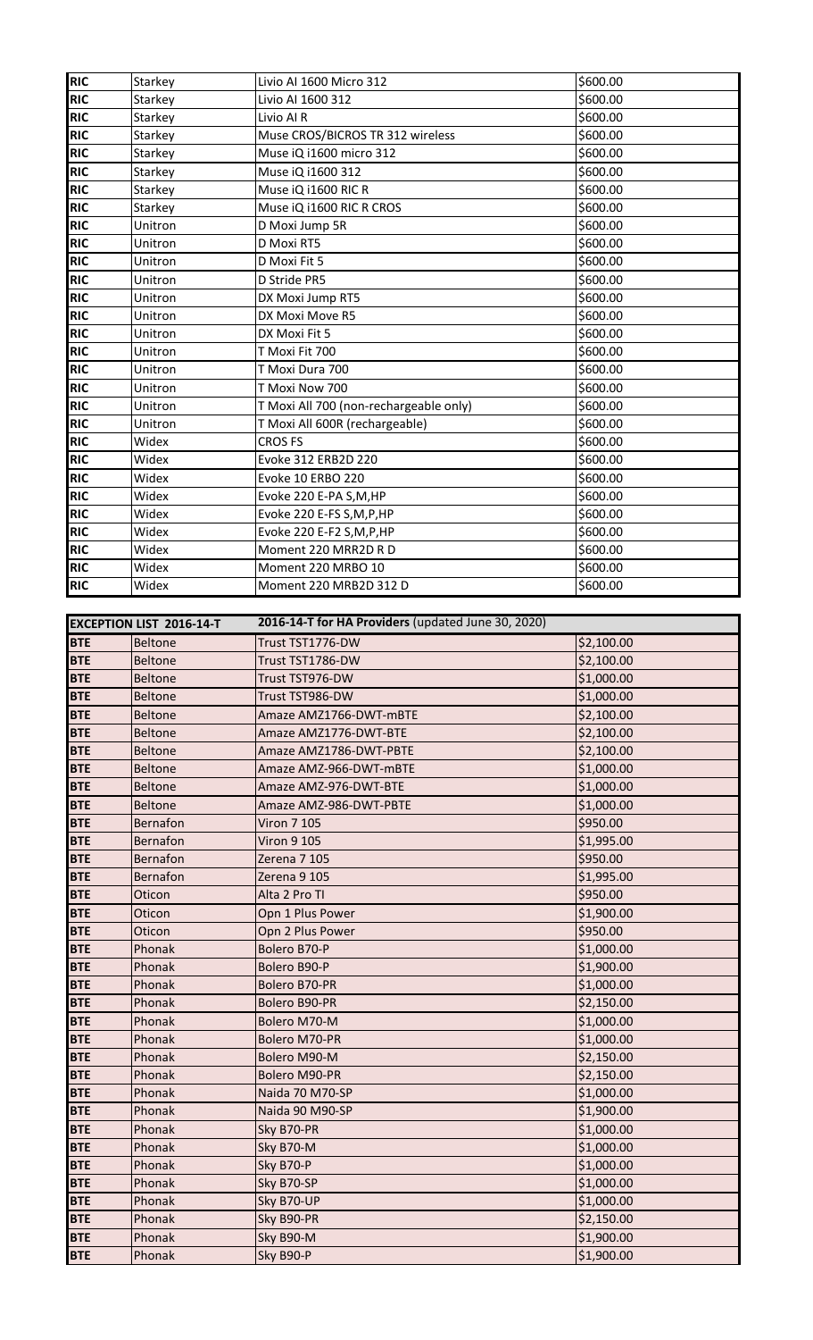| | | | |
|---|---|---|---|
| RIC | Starkey | Livio AI 1600 Micro 312 | $600.00 |
| RIC | Starkey | Livio AI 1600 312 | $600.00 |
| RIC | Starkey | Livio AI R | $600.00 |
| RIC | Starkey | Muse CROS/BICROS TR 312 wireless | $600.00 |
| RIC | Starkey | Muse iQ i1600 micro 312 | $600.00 |
| RIC | Starkey | Muse iQ i1600 312 | $600.00 |
| RIC | Starkey | Muse iQ i1600 RIC R | $600.00 |
| RIC | Starkey | Muse iQ i1600 RIC R CROS | $600.00 |
| RIC | Unitron | D Moxi Jump 5R | $600.00 |
| RIC | Unitron | D Moxi RT5 | $600.00 |
| RIC | Unitron | D Moxi Fit 5 | $600.00 |
| RIC | Unitron | D Stride PR5 | $600.00 |
| RIC | Unitron | DX Moxi Jump RT5 | $600.00 |
| RIC | Unitron | DX Moxi Move R5 | $600.00 |
| RIC | Unitron | DX Moxi Fit 5 | $600.00 |
| RIC | Unitron | T Moxi Fit 700 | $600.00 |
| RIC | Unitron | T Moxi Dura 700 | $600.00 |
| RIC | Unitron | T Moxi Now 700 | $600.00 |
| RIC | Unitron | T Moxi All 700 (non-rechargeable only) | $600.00 |
| RIC | Unitron | T Moxi All 600R (rechargeable) | $600.00 |
| RIC | Widex | CROS FS | $600.00 |
| RIC | Widex | Evoke 312 ERB2D 220 | $600.00 |
| RIC | Widex | Evoke 10 ERBO 220 | $600.00 |
| RIC | Widex | Evoke 220 E-PA S,M,HP | $600.00 |
| RIC | Widex | Evoke 220 E-FS S,M,P,HP | $600.00 |
| RIC | Widex | Evoke 220 E-F2 S,M,P,HP | $600.00 |
| RIC | Widex | Moment 220 MRR2D R D | $600.00 |
| RIC | Widex | Moment 220 MRBO 10 | $600.00 |
| RIC | Widex | Moment 220 MRB2D 312 D | $600.00 |

| EXCEPTION LIST 2016-14-T | | 2016-14-T for HA Providers (updated June 30, 2020) | |
|---|---|---|---|
| BTE | Beltone | Trust TST1776-DW | $2,100.00 |
| BTE | Beltone | Trust TST1786-DW | $2,100.00 |
| BTE | Beltone | Trust TST976-DW | $1,000.00 |
| BTE | Beltone | Trust TST986-DW | $1,000.00 |
| BTE | Beltone | Amaze AMZ1766-DWT-mBTE | $2,100.00 |
| BTE | Beltone | Amaze AMZ1776-DWT-BTE | $2,100.00 |
| BTE | Beltone | Amaze AMZ1786-DWT-PBTE | $2,100.00 |
| BTE | Beltone | Amaze AMZ-966-DWT-mBTE | $1,000.00 |
| BTE | Beltone | Amaze AMZ-976-DWT-BTE | $1,000.00 |
| BTE | Beltone | Amaze AMZ-986-DWT-PBTE | $1,000.00 |
| BTE | Bernafon | Viron 7 105 | $950.00 |
| BTE | Bernafon | Viron 9 105 | $1,995.00 |
| BTE | Bernafon | Zerena 7 105 | $950.00 |
| BTE | Bernafon | Zerena 9 105 | $1,995.00 |
| BTE | Oticon | Alta 2 Pro TI | $950.00 |
| BTE | Oticon | Opn 1 Plus Power | $1,900.00 |
| BTE | Oticon | Opn 2 Plus Power | $950.00 |
| BTE | Phonak | Bolero B70-P | $1,000.00 |
| BTE | Phonak | Bolero B90-P | $1,900.00 |
| BTE | Phonak | Bolero B70-PR | $1,000.00 |
| BTE | Phonak | Bolero B90-PR | $2,150.00 |
| BTE | Phonak | Bolero M70-M | $1,000.00 |
| BTE | Phonak | Bolero M70-PR | $1,000.00 |
| BTE | Phonak | Bolero M90-M | $2,150.00 |
| BTE | Phonak | Bolero M90-PR | $2,150.00 |
| BTE | Phonak | Naida 70 M70-SP | $1,000.00 |
| BTE | Phonak | Naida 90 M90-SP | $1,900.00 |
| BTE | Phonak | Sky B70-PR | $1,000.00 |
| BTE | Phonak | Sky B70-M | $1,000.00 |
| BTE | Phonak | Sky B70-P | $1,000.00 |
| BTE | Phonak | Sky B70-SP | $1,000.00 |
| BTE | Phonak | Sky B70-UP | $1,000.00 |
| BTE | Phonak | Sky B90-PR | $2,150.00 |
| BTE | Phonak | Sky B90-M | $1,900.00 |
| BTE | Phonak | Sky B90-P | $1,900.00 |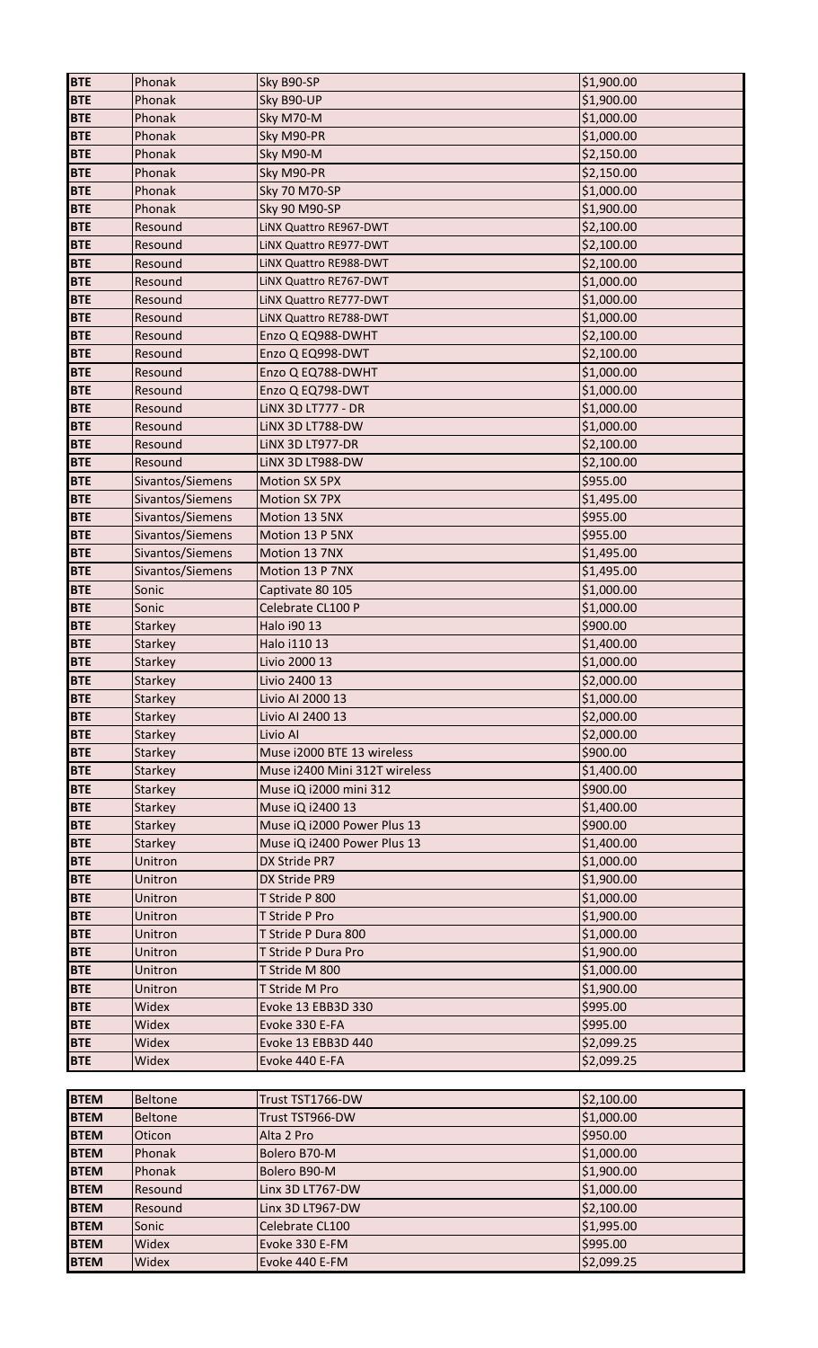| BTE | Phonak | Sky B90-SP | $1,900.00 |
|---|---|---|---|
| BTE | Phonak | Sky B90-UP | $1,900.00 |
| BTE | Phonak | Sky M70-M | $1,000.00 |
| BTE | Phonak | Sky M90-PR | $1,000.00 |
| BTE | Phonak | Sky M90-M | $2,150.00 |
| BTE | Phonak | Sky M90-PR | $2,150.00 |
| BTE | Phonak | Sky 70 M70-SP | $1,000.00 |
| BTE | Phonak | Sky 90 M90-SP | $1,900.00 |
| BTE | Resound | LiNX Quattro RE967-DWT | $2,100.00 |
| BTE | Resound | LiNX Quattro RE977-DWT | $2,100.00 |
| BTE | Resound | LiNX Quattro RE988-DWT | $2,100.00 |
| BTE | Resound | LiNX Quattro RE767-DWT | $1,000.00 |
| BTE | Resound | LiNX Quattro RE777-DWT | $1,000.00 |
| BTE | Resound | LiNX Quattro RE788-DWT | $1,000.00 |
| BTE | Resound | Enzo Q EQ988-DWHT | $2,100.00 |
| BTE | Resound | Enzo Q EQ998-DWT | $2,100.00 |
| BTE | Resound | Enzo Q EQ788-DWHT | $1,000.00 |
| BTE | Resound | Enzo Q EQ798-DWT | $1,000.00 |
| BTE | Resound | LiNX 3D LT777 - DR | $1,000.00 |
| BTE | Resound | LiNX 3D LT788-DW | $1,000.00 |
| BTE | Resound | LiNX 3D LT977-DR | $2,100.00 |
| BTE | Resound | LiNX 3D LT988-DW | $2,100.00 |
| BTE | Sivantos/Siemens | Motion SX 5PX | $955.00 |
| BTE | Sivantos/Siemens | Motion SX 7PX | $1,495.00 |
| BTE | Sivantos/Siemens | Motion 13 5NX | $955.00 |
| BTE | Sivantos/Siemens | Motion 13 P 5NX | $955.00 |
| BTE | Sivantos/Siemens | Motion 13 7NX | $1,495.00 |
| BTE | Sivantos/Siemens | Motion 13 P 7NX | $1,495.00 |
| BTE | Sonic | Captivate 80 105 | $1,000.00 |
| BTE | Sonic | Celebrate CL100 P | $1,000.00 |
| BTE | Starkey | Halo i90 13 | $900.00 |
| BTE | Starkey | Halo i110 13 | $1,400.00 |
| BTE | Starkey | Livio 2000 13 | $1,000.00 |
| BTE | Starkey | Livio 2400 13 | $2,000.00 |
| BTE | Starkey | Livio AI 2000 13 | $1,000.00 |
| BTE | Starkey | Livio AI 2400 13 | $2,000.00 |
| BTE | Starkey | Livio AI | $2,000.00 |
| BTE | Starkey | Muse i2000 BTE 13 wireless | $900.00 |
| BTE | Starkey | Muse i2400 Mini 312T wireless | $1,400.00 |
| BTE | Starkey | Muse iQ i2000 mini 312 | $900.00 |
| BTE | Starkey | Muse iQ i2400 13 | $1,400.00 |
| BTE | Starkey | Muse iQ i2000 Power Plus 13 | $900.00 |
| BTE | Starkey | Muse iQ i2400 Power Plus 13 | $1,400.00 |
| BTE | Unitron | DX Stride PR7 | $1,000.00 |
| BTE | Unitron | DX Stride PR9 | $1,900.00 |
| BTE | Unitron | T Stride P 800 | $1,000.00 |
| BTE | Unitron | T Stride P Pro | $1,900.00 |
| BTE | Unitron | T Stride P Dura 800 | $1,000.00 |
| BTE | Unitron | T Stride P Dura Pro | $1,900.00 |
| BTE | Unitron | T Stride M 800 | $1,000.00 |
| BTE | Unitron | T Stride M Pro | $1,900.00 |
| BTE | Widex | Evoke 13 EBB3D 330 | $995.00 |
| BTE | Widex | Evoke 330 E-FA | $995.00 |
| BTE | Widex | Evoke 13 EBB3D 440 | $2,099.25 |
| BTE | Widex | Evoke 440 E-FA | $2,099.25 |

| BTEM | Beltone | Trust TST1766-DW | $2,100.00 |
|---|---|---|---|
| BTEM | Beltone | Trust TST966-DW | $1,000.00 |
| BTEM | Oticon | Alta 2 Pro | $950.00 |
| BTEM | Phonak | Bolero B70-M | $1,000.00 |
| BTEM | Phonak | Bolero B90-M | $1,900.00 |
| BTEM | Resound | Linx 3D LT767-DW | $1,000.00 |
| BTEM | Resound | Linx 3D LT967-DW | $2,100.00 |
| BTEM | Sonic | Celebrate CL100 | $1,995.00 |
| BTEM | Widex | Evoke 330 E-FM | $995.00 |
| BTEM | Widex | Evoke 440 E-FM | $2,099.25 |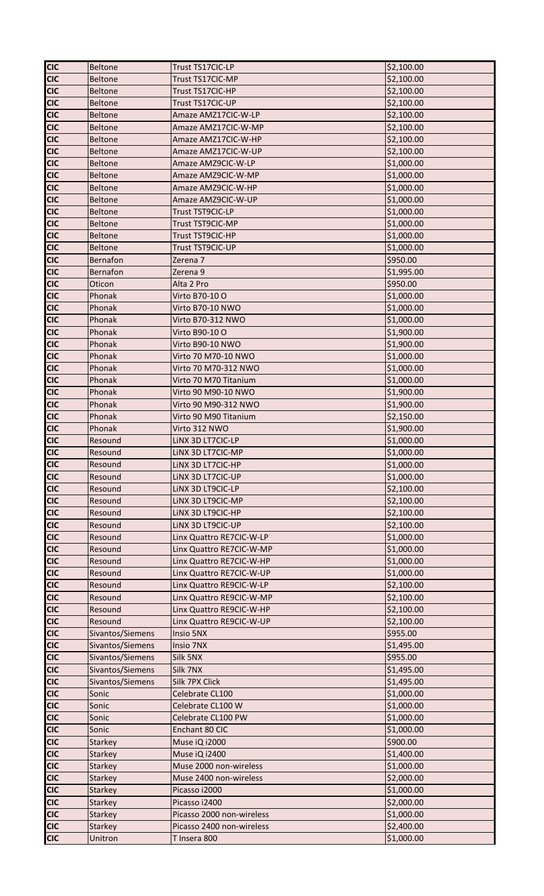| CIC | Beltone | Trust TS17CIC-LP | $2,100.00 |
|---|---|---|---|
| CIC | Beltone | Trust TS17CIC-MP | $2,100.00 |
| CIC | Beltone | Trust TS17CIC-HP | $2,100.00 |
| CIC | Beltone | Trust TS17CIC-UP | $2,100.00 |
| CIC | Beltone | Amaze AMZ17CIC-W-LP | $2,100.00 |
| CIC | Beltone | Amaze AMZ17CIC-W-MP | $2,100.00 |
| CIC | Beltone | Amaze AMZ17CIC-W-HP | $2,100.00 |
| CIC | Beltone | Amaze AMZ17CIC-W-UP | $2,100.00 |
| CIC | Beltone | Amaze AMZ9CIC-W-LP | $1,000.00 |
| CIC | Beltone | Amaze AMZ9CIC-W-MP | $1,000.00 |
| CIC | Beltone | Amaze AMZ9CIC-W-HP | $1,000.00 |
| CIC | Beltone | Amaze AMZ9CIC-W-UP | $1,000.00 |
| CIC | Beltone | Trust TST9CIC-LP | $1,000.00 |
| CIC | Beltone | Trust TST9CIC-MP | $1,000.00 |
| CIC | Beltone | Trust TST9CIC-HP | $1,000.00 |
| CIC | Beltone | Trust TST9CIC-UP | $1,000.00 |
| CIC | Bernafon | Zerena 7 | $950.00 |
| CIC | Bernafon | Zerena 9 | $1,995.00 |
| CIC | Oticon | Alta 2 Pro | $950.00 |
| CIC | Phonak | Virto B70-10 O | $1,000.00 |
| CIC | Phonak | Virto B70-10 NWO | $1,000.00 |
| CIC | Phonak | Virto B70-312 NWO | $1,000.00 |
| CIC | Phonak | Virto B90-10 O | $1,900.00 |
| CIC | Phonak | Virto B90-10 NWO | $1,900.00 |
| CIC | Phonak | Virto 70 M70-10 NWO | $1,000.00 |
| CIC | Phonak | Virto 70 M70-312 NWO | $1,000.00 |
| CIC | Phonak | Virto 70 M70 Titanium | $1,000.00 |
| CIC | Phonak | Virto 90 M90-10 NWO | $1,900.00 |
| CIC | Phonak | Virto 90 M90-312 NWO | $1,900.00 |
| CIC | Phonak | Virto 90 M90 Titanium | $2,150.00 |
| CIC | Phonak | Virto 312 NWO | $1,900.00 |
| CIC | Resound | LiNX 3D LT7CIC-LP | $1,000.00 |
| CIC | Resound | LiNX 3D LT7CIC-MP | $1,000.00 |
| CIC | Resound | LiNX 3D LT7CIC-HP | $1,000.00 |
| CIC | Resound | LiNX 3D LT7CIC-UP | $1,000.00 |
| CIC | Resound | LiNX 3D LT9CIC-LP | $2,100.00 |
| CIC | Resound | LiNX 3D LT9CIC-MP | $2,100.00 |
| CIC | Resound | LiNX 3D LT9CIC-HP | $2,100.00 |
| CIC | Resound | LiNX 3D LT9CIC-UP | $2,100.00 |
| CIC | Resound | Linx Quattro RE7CIC-W-LP | $1,000.00 |
| CIC | Resound | Linx Quattro RE7CIC-W-MP | $1,000.00 |
| CIC | Resound | Linx Quattro RE7CIC-W-HP | $1,000.00 |
| CIC | Resound | Linx Quattro RE7CIC-W-UP | $1,000.00 |
| CIC | Resound | Linx Quattro RE9CIC-W-LP | $2,100.00 |
| CIC | Resound | Linx Quattro RE9CIC-W-MP | $2,100.00 |
| CIC | Resound | Linx Quattro RE9CIC-W-HP | $2,100.00 |
| CIC | Resound | Linx Quattro RE9CIC-W-UP | $2,100.00 |
| CIC | Sivantos/Siemens | Insio 5NX | $955.00 |
| CIC | Sivantos/Siemens | Insio 7NX | $1,495.00 |
| CIC | Sivantos/Siemens | Silk 5NX | $955.00 |
| CIC | Sivantos/Siemens | Silk 7NX | $1,495.00 |
| CIC | Sivantos/Siemens | Silk 7PX Click | $1,495.00 |
| CIC | Sonic | Celebrate CL100 | $1,000.00 |
| CIC | Sonic | Celebrate CL100 W | $1,000.00 |
| CIC | Sonic | Celebrate CL100 PW | $1,000.00 |
| CIC | Sonic | Enchant 80 CIC | $1,000.00 |
| CIC | Starkey | Muse iQ i2000 | $900.00 |
| CIC | Starkey | Muse iQ i2400 | $1,400.00 |
| CIC | Starkey | Muse 2000 non-wireless | $1,000.00 |
| CIC | Starkey | Muse 2400 non-wireless | $2,000.00 |
| CIC | Starkey | Picasso i2000 | $1,000.00 |
| CIC | Starkey | Picasso i2400 | $2,000.00 |
| CIC | Starkey | Picasso 2000 non-wireless | $1,000.00 |
| CIC | Starkey | Picasso 2400 non-wireless | $2,400.00 |
| CIC | Unitron | T Insera 800 | $1,000.00 |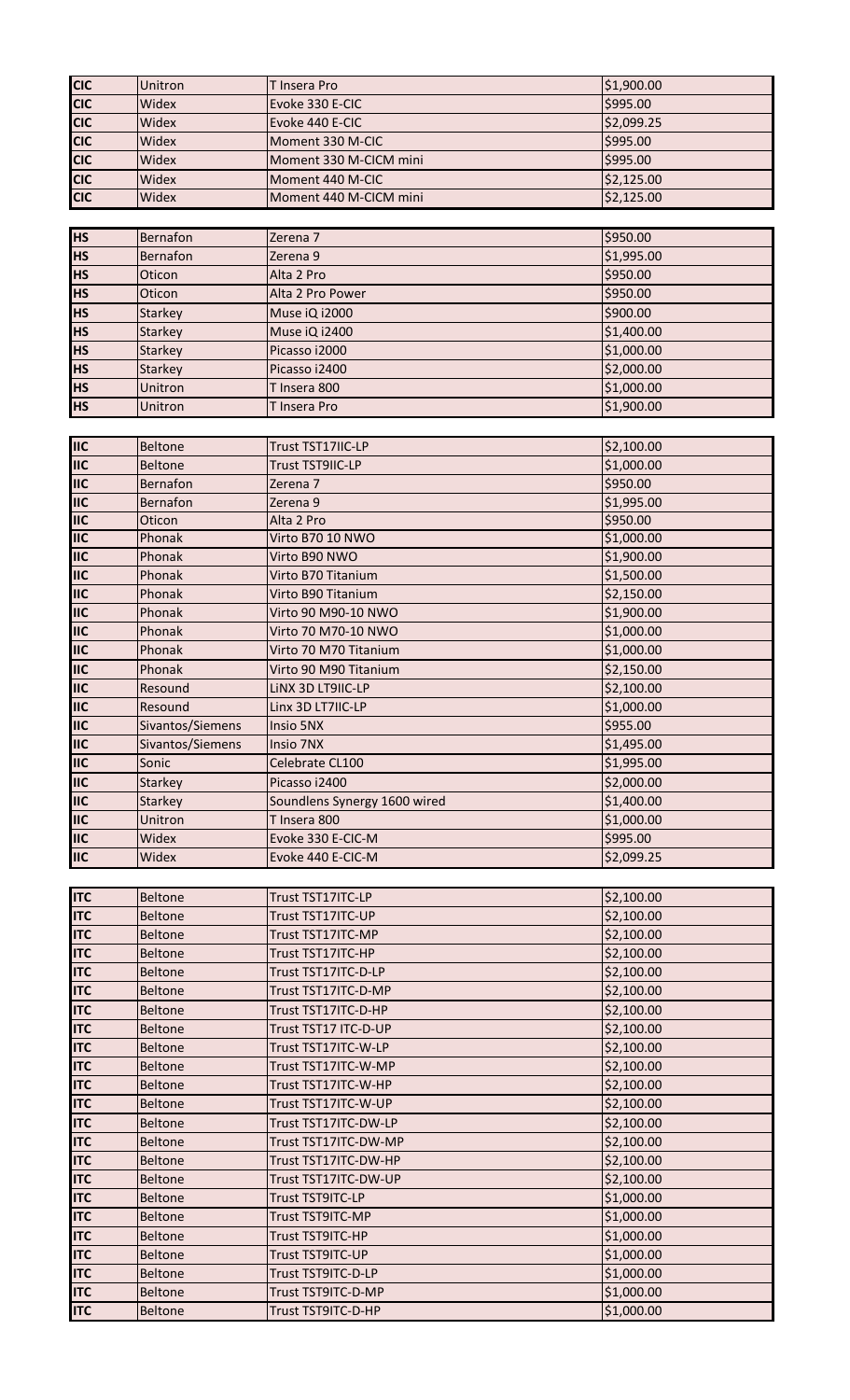| | | | |
|---|---|---|---|
| CIC | Unitron | T Insera Pro | $1,900.00 |
| CIC | Widex | Evoke 330 E-CIC | $995.00 |
| CIC | Widex | Evoke 440 E-CIC | $2,099.25 |
| CIC | Widex | Moment 330 M-CIC | $995.00 |
| CIC | Widex | Moment 330 M-CICM mini | $995.00 |
| CIC | Widex | Moment 440 M-CIC | $2,125.00 |
| CIC | Widex | Moment 440 M-CICM mini | $2,125.00 |

| | | | |
|---|---|---|---|
| HS | Bernafon | Zerena 7 | $950.00 |
| HS | Bernafon | Zerena 9 | $1,995.00 |
| HS | Oticon | Alta 2 Pro | $950.00 |
| HS | Oticon | Alta 2 Pro Power | $950.00 |
| HS | Starkey | Muse iQ i2000 | $900.00 |
| HS | Starkey | Muse iQ i2400 | $1,400.00 |
| HS | Starkey | Picasso i2000 | $1,000.00 |
| HS | Starkey | Picasso i2400 | $2,000.00 |
| HS | Unitron | T Insera 800 | $1,000.00 |
| HS | Unitron | T Insera Pro | $1,900.00 |

| | | | |
|---|---|---|---|
| IIC | Beltone | Trust TST17IIC-LP | $2,100.00 |
| IIC | Beltone | Trust TST9IIC-LP | $1,000.00 |
| IIC | Bernafon | Zerena 7 | $950.00 |
| IIC | Bernafon | Zerena 9 | $1,995.00 |
| IIC | Oticon | Alta 2 Pro | $950.00 |
| IIC | Phonak | Virto B70 10 NWO | $1,000.00 |
| IIC | Phonak | Virto B90 NWO | $1,900.00 |
| IIC | Phonak | Virto B70 Titanium | $1,500.00 |
| IIC | Phonak | Virto B90 Titanium | $2,150.00 |
| IIC | Phonak | Virto 90 M90-10 NWO | $1,900.00 |
| IIC | Phonak | Virto 70 M70-10 NWO | $1,000.00 |
| IIC | Phonak | Virto 70 M70 Titanium | $1,000.00 |
| IIC | Phonak | Virto 90 M90 Titanium | $2,150.00 |
| IIC | Resound | LiNX 3D LT9IIC-LP | $2,100.00 |
| IIC | Resound | Linx 3D LT7IIC-LP | $1,000.00 |
| IIC | Sivantos/Siemens | Insio 5NX | $955.00 |
| IIC | Sivantos/Siemens | Insio 7NX | $1,495.00 |
| IIC | Sonic | Celebrate CL100 | $1,995.00 |
| IIC | Starkey | Picasso i2400 | $2,000.00 |
| IIC | Starkey | Soundlens Synergy 1600 wired | $1,400.00 |
| IIC | Unitron | T Insera 800 | $1,000.00 |
| IIC | Widex | Evoke 330 E-CIC-M | $995.00 |
| IIC | Widex | Evoke 440 E-CIC-M | $2,099.25 |

| | | | |
|---|---|---|---|
| ITC | Beltone | Trust TST17ITC-LP | $2,100.00 |
| ITC | Beltone | Trust TST17ITC-UP | $2,100.00 |
| ITC | Beltone | Trust TST17ITC-MP | $2,100.00 |
| ITC | Beltone | Trust TST17ITC-HP | $2,100.00 |
| ITC | Beltone | Trust TST17ITC-D-LP | $2,100.00 |
| ITC | Beltone | Trust TST17ITC-D-MP | $2,100.00 |
| ITC | Beltone | Trust TST17ITC-D-HP | $2,100.00 |
| ITC | Beltone | Trust TST17 ITC-D-UP | $2,100.00 |
| ITC | Beltone | Trust TST17ITC-W-LP | $2,100.00 |
| ITC | Beltone | Trust TST17ITC-W-MP | $2,100.00 |
| ITC | Beltone | Trust TST17ITC-W-HP | $2,100.00 |
| ITC | Beltone | Trust TST17ITC-W-UP | $2,100.00 |
| ITC | Beltone | Trust TST17ITC-DW-LP | $2,100.00 |
| ITC | Beltone | Trust TST17ITC-DW-MP | $2,100.00 |
| ITC | Beltone | Trust TST17ITC-DW-HP | $2,100.00 |
| ITC | Beltone | Trust TST17ITC-DW-UP | $2,100.00 |
| ITC | Beltone | Trust TST9ITC-LP | $1,000.00 |
| ITC | Beltone | Trust TST9ITC-MP | $1,000.00 |
| ITC | Beltone | Trust TST9ITC-HP | $1,000.00 |
| ITC | Beltone | Trust TST9ITC-UP | $1,000.00 |
| ITC | Beltone | Trust TST9ITC-D-LP | $1,000.00 |
| ITC | Beltone | Trust TST9ITC-D-MP | $1,000.00 |
| ITC | Beltone | Trust TST9ITC-D-HP | $1,000.00 |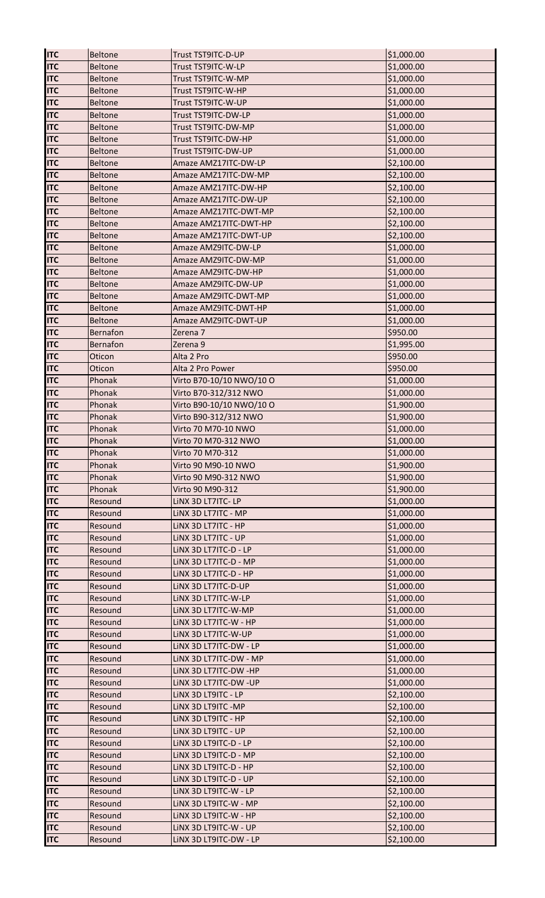| ITC | Beltone | Trust TST9ITC-D-UP | $1,000.00 |
|---|---|---|---|
| ITC | Beltone | Trust TST9ITC-W-LP | $1,000.00 |
| ITC | Beltone | Trust TST9ITC-W-MP | $1,000.00 |
| ITC | Beltone | Trust TST9ITC-W-HP | $1,000.00 |
| ITC | Beltone | Trust TST9ITC-W-UP | $1,000.00 |
| ITC | Beltone | Trust TST9ITC-DW-LP | $1,000.00 |
| ITC | Beltone | Trust TST9ITC-DW-MP | $1,000.00 |
| ITC | Beltone | Trust TST9ITC-DW-HP | $1,000.00 |
| ITC | Beltone | Trust TST9ITC-DW-UP | $1,000.00 |
| ITC | Beltone | Amaze AMZ17ITC-DW-LP | $2,100.00 |
| ITC | Beltone | Amaze AMZ17ITC-DW-MP | $2,100.00 |
| ITC | Beltone | Amaze AMZ17ITC-DW-HP | $2,100.00 |
| ITC | Beltone | Amaze AMZ17ITC-DW-UP | $2,100.00 |
| ITC | Beltone | Amaze AMZ17ITC-DWT-MP | $2,100.00 |
| ITC | Beltone | Amaze AMZ17ITC-DWT-HP | $2,100.00 |
| ITC | Beltone | Amaze AMZ17ITC-DWT-UP | $2,100.00 |
| ITC | Beltone | Amaze AMZ9ITC-DW-LP | $1,000.00 |
| ITC | Beltone | Amaze AMZ9ITC-DW-MP | $1,000.00 |
| ITC | Beltone | Amaze AMZ9ITC-DW-HP | $1,000.00 |
| ITC | Beltone | Amaze AMZ9ITC-DW-UP | $1,000.00 |
| ITC | Beltone | Amaze AMZ9ITC-DWT-MP | $1,000.00 |
| ITC | Beltone | Amaze AMZ9ITC-DWT-HP | $1,000.00 |
| ITC | Beltone | Amaze AMZ9ITC-DWT-UP | $1,000.00 |
| ITC | Bernafon | Zerena 7 | $950.00 |
| ITC | Bernafon | Zerena 9 | $1,995.00 |
| ITC | Oticon | Alta 2 Pro | $950.00 |
| ITC | Oticon | Alta 2 Pro Power | $950.00 |
| ITC | Phonak | Virto B70-10/10 NWO/10 O | $1,000.00 |
| ITC | Phonak | Virto B70-312/312 NWO | $1,000.00 |
| ITC | Phonak | Virto B90-10/10 NWO/10 O | $1,900.00 |
| ITC | Phonak | Virto B90-312/312 NWO | $1,900.00 |
| ITC | Phonak | Virto 70 M70-10 NWO | $1,000.00 |
| ITC | Phonak | Virto 70 M70-312 NWO | $1,000.00 |
| ITC | Phonak | Virto 70 M70-312 | $1,000.00 |
| ITC | Phonak | Virto 90 M90-10 NWO | $1,900.00 |
| ITC | Phonak | Virto 90 M90-312 NWO | $1,900.00 |
| ITC | Phonak | Virto 90 M90-312 | $1,900.00 |
| ITC | Resound | LiNX 3D LT7ITC- LP | $1,000.00 |
| ITC | Resound | LiNX 3D LT7ITC - MP | $1,000.00 |
| ITC | Resound | LiNX 3D LT7ITC - HP | $1,000.00 |
| ITC | Resound | LiNX 3D LT7ITC - UP | $1,000.00 |
| ITC | Resound | LiNX 3D LT7ITC-D - LP | $1,000.00 |
| ITC | Resound | LiNX 3D LT7ITC-D - MP | $1,000.00 |
| ITC | Resound | LiNX 3D LT7ITC-D - HP | $1,000.00 |
| ITC | Resound | LiNX 3D LT7ITC-D-UP | $1,000.00 |
| ITC | Resound | LiNX 3D LT7ITC-W-LP | $1,000.00 |
| ITC | Resound | LiNX 3D LT7ITC-W-MP | $1,000.00 |
| ITC | Resound | LiNX 3D LT7ITC-W - HP | $1,000.00 |
| ITC | Resound | LiNX 3D LT7ITC-W-UP | $1,000.00 |
| ITC | Resound | LiNX 3D LT7ITC-DW - LP | $1,000.00 |
| ITC | Resound | LiNX 3D LT7ITC-DW - MP | $1,000.00 |
| ITC | Resound | LiNX 3D LT7ITC-DW -HP | $1,000.00 |
| ITC | Resound | LiNX 3D LT7ITC-DW -UP | $1,000.00 |
| ITC | Resound | LiNX 3D LT9ITC - LP | $2,100.00 |
| ITC | Resound | LiNX 3D LT9ITC -MP | $2,100.00 |
| ITC | Resound | LiNX 3D LT9ITC - HP | $2,100.00 |
| ITC | Resound | LiNX 3D LT9ITC - UP | $2,100.00 |
| ITC | Resound | LiNX 3D LT9ITC-D - LP | $2,100.00 |
| ITC | Resound | LiNX 3D LT9ITC-D - MP | $2,100.00 |
| ITC | Resound | LiNX 3D LT9ITC-D - HP | $2,100.00 |
| ITC | Resound | LiNX 3D LT9ITC-D - UP | $2,100.00 |
| ITC | Resound | LiNX 3D LT9ITC-W - LP | $2,100.00 |
| ITC | Resound | LiNX 3D LT9ITC-W - MP | $2,100.00 |
| ITC | Resound | LiNX 3D LT9ITC-W - HP | $2,100.00 |
| ITC | Resound | LiNX 3D LT9ITC-W - UP | $2,100.00 |
| ITC | Resound | LiNX 3D LT9ITC-DW - LP | $2,100.00 |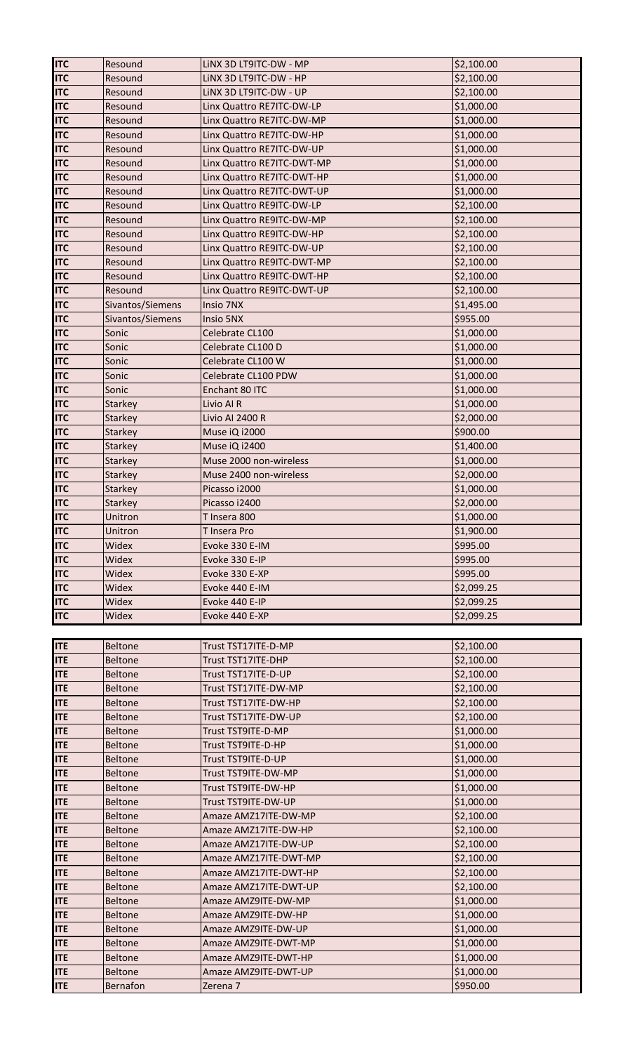| | | | |
|---|---|---|---|
| ITC | Resound | LiNX 3D LT9ITC-DW - MP | $2,100.00 |
| ITC | Resound | LiNX 3D LT9ITC-DW - HP | $2,100.00 |
| ITC | Resound | LiNX 3D LT9ITC-DW - UP | $2,100.00 |
| ITC | Resound | Linx Quattro RE7ITC-DW-LP | $1,000.00 |
| ITC | Resound | Linx Quattro RE7ITC-DW-MP | $1,000.00 |
| ITC | Resound | Linx Quattro RE7ITC-DW-HP | $1,000.00 |
| ITC | Resound | Linx Quattro RE7ITC-DW-UP | $1,000.00 |
| ITC | Resound | Linx Quattro RE7ITC-DWT-MP | $1,000.00 |
| ITC | Resound | Linx Quattro RE7ITC-DWT-HP | $1,000.00 |
| ITC | Resound | Linx Quattro RE7ITC-DWT-UP | $1,000.00 |
| ITC | Resound | Linx Quattro RE9ITC-DW-LP | $2,100.00 |
| ITC | Resound | Linx Quattro RE9ITC-DW-MP | $2,100.00 |
| ITC | Resound | Linx Quattro RE9ITC-DW-HP | $2,100.00 |
| ITC | Resound | Linx Quattro RE9ITC-DW-UP | $2,100.00 |
| ITC | Resound | Linx Quattro RE9ITC-DWT-MP | $2,100.00 |
| ITC | Resound | Linx Quattro RE9ITC-DWT-HP | $2,100.00 |
| ITC | Resound | Linx Quattro RE9ITC-DWT-UP | $2,100.00 |
| ITC | Sivantos/Siemens | Insio 7NX | $1,495.00 |
| ITC | Sivantos/Siemens | Insio 5NX | $955.00 |
| ITC | Sonic | Celebrate CL100 | $1,000.00 |
| ITC | Sonic | Celebrate CL100 D | $1,000.00 |
| ITC | Sonic | Celebrate CL100 W | $1,000.00 |
| ITC | Sonic | Celebrate CL100 PDW | $1,000.00 |
| ITC | Sonic | Enchant 80 ITC | $1,000.00 |
| ITC | Starkey | Livio AI R | $1,000.00 |
| ITC | Starkey | Livio AI 2400 R | $2,000.00 |
| ITC | Starkey | Muse iQ i2000 | $900.00 |
| ITC | Starkey | Muse iQ i2400 | $1,400.00 |
| ITC | Starkey | Muse 2000 non-wireless | $1,000.00 |
| ITC | Starkey | Muse 2400 non-wireless | $2,000.00 |
| ITC | Starkey | Picasso i2000 | $1,000.00 |
| ITC | Starkey | Picasso i2400 | $2,000.00 |
| ITC | Unitron | T Insera 800 | $1,000.00 |
| ITC | Unitron | T Insera Pro | $1,900.00 |
| ITC | Widex | Evoke 330 E-IM | $995.00 |
| ITC | Widex | Evoke 330 E-IP | $995.00 |
| ITC | Widex | Evoke 330 E-XP | $995.00 |
| ITC | Widex | Evoke 440 E-IM | $2,099.25 |
| ITC | Widex | Evoke 440 E-IP | $2,099.25 |
| ITC | Widex | Evoke 440 E-XP | $2,099.25 |

| | | | |
|---|---|---|---|
| ITE | Beltone | Trust TST17ITE-D-MP | $2,100.00 |
| ITE | Beltone | Trust TST17ITE-DHP | $2,100.00 |
| ITE | Beltone | Trust TST17ITE-D-UP | $2,100.00 |
| ITE | Beltone | Trust TST17ITE-DW-MP | $2,100.00 |
| ITE | Beltone | Trust TST17ITE-DW-HP | $2,100.00 |
| ITE | Beltone | Trust TST17ITE-DW-UP | $2,100.00 |
| ITE | Beltone | Trust TST9ITE-D-MP | $1,000.00 |
| ITE | Beltone | Trust TST9ITE-D-HP | $1,000.00 |
| ITE | Beltone | Trust TST9ITE-D-UP | $1,000.00 |
| ITE | Beltone | Trust TST9ITE-DW-MP | $1,000.00 |
| ITE | Beltone | Trust TST9ITE-DW-HP | $1,000.00 |
| ITE | Beltone | Trust TST9ITE-DW-UP | $1,000.00 |
| ITE | Beltone | Amaze AMZ17ITE-DW-MP | $2,100.00 |
| ITE | Beltone | Amaze AMZ17ITE-DW-HP | $2,100.00 |
| ITE | Beltone | Amaze AMZ17ITE-DW-UP | $2,100.00 |
| ITE | Beltone | Amaze AMZ17ITE-DWT-MP | $2,100.00 |
| ITE | Beltone | Amaze AMZ17ITE-DWT-HP | $2,100.00 |
| ITE | Beltone | Amaze AMZ17ITE-DWT-UP | $2,100.00 |
| ITE | Beltone | Amaze AMZ9ITE-DW-MP | $1,000.00 |
| ITE | Beltone | Amaze AMZ9ITE-DW-HP | $1,000.00 |
| ITE | Beltone | Amaze AMZ9ITE-DW-UP | $1,000.00 |
| ITE | Beltone | Amaze AMZ9ITE-DWT-MP | $1,000.00 |
| ITE | Beltone | Amaze AMZ9ITE-DWT-HP | $1,000.00 |
| ITE | Beltone | Amaze AMZ9ITE-DWT-UP | $1,000.00 |
| ITE | Bernafon | Zerena 7 | $950.00 |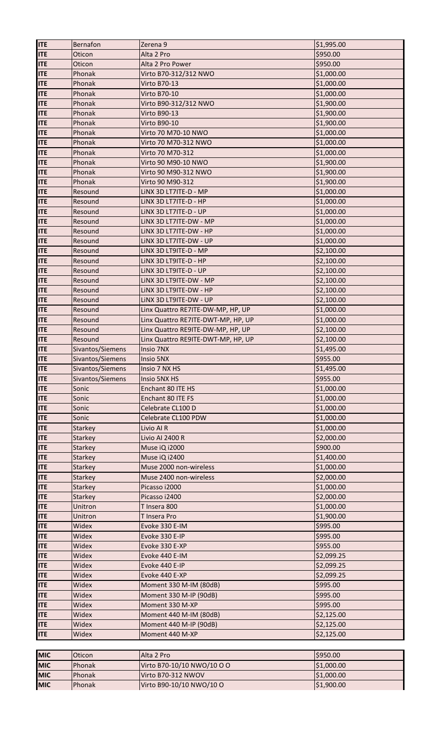| | | | |
|---|---|---|---|
| ITE | Bernafon | Zerena 9 | $1,995.00 |
| ITE | Oticon | Alta 2 Pro | $950.00 |
| ITE | Oticon | Alta 2 Pro Power | $950.00 |
| ITE | Phonak | Virto B70-312/312 NWO | $1,000.00 |
| ITE | Phonak | Virto B70-13 | $1,000.00 |
| ITE | Phonak | Virto B70-10 | $1,000.00 |
| ITE | Phonak | Virto B90-312/312 NWO | $1,900.00 |
| ITE | Phonak | Virto B90-13 | $1,900.00 |
| ITE | Phonak | Virto B90-10 | $1,900.00 |
| ITE | Phonak | Virto 70 M70-10 NWO | $1,000.00 |
| ITE | Phonak | Virto 70 M70-312 NWO | $1,000.00 |
| ITE | Phonak | Virto 70 M70-312 | $1,000.00 |
| ITE | Phonak | Virto 90 M90-10 NWO | $1,900.00 |
| ITE | Phonak | Virto 90 M90-312 NWO | $1,900.00 |
| ITE | Phonak | Virto 90 M90-312 | $1,900.00 |
| ITE | Resound | LiNX 3D LT7ITE-D - MP | $1,000.00 |
| ITE | Resound | LiNX 3D LT7ITE-D - HP | $1,000.00 |
| ITE | Resound | LiNX 3D LT7ITE-D - UP | $1,000.00 |
| ITE | Resound | LiNX 3D LT7ITE-DW - MP | $1,000.00 |
| ITE | Resound | LiNX 3D LT7ITE-DW - HP | $1,000.00 |
| ITE | Resound | LiNX 3D LT7ITE-DW - UP | $1,000.00 |
| ITE | Resound | LiNX 3D LT9ITE-D - MP | $2,100.00 |
| ITE | Resound | LiNX 3D LT9ITE-D - HP | $2,100.00 |
| ITE | Resound | LiNX 3D LT9ITE-D - UP | $2,100.00 |
| ITE | Resound | LiNX 3D LT9ITE-DW - MP | $2,100.00 |
| ITE | Resound | LiNX 3D LT9ITE-DW - HP | $2,100.00 |
| ITE | Resound | LiNX 3D LT9ITE-DW - UP | $2,100.00 |
| ITE | Resound | Linx Quattro RE7ITE-DW-MP, HP, UP | $1,000.00 |
| ITE | Resound | Linx Quattro RE7ITE-DWT-MP, HP, UP | $1,000.00 |
| ITE | Resound | Linx Quattro RE9ITE-DW-MP, HP, UP | $2,100.00 |
| ITE | Resound | Linx Quattro RE9ITE-DWT-MP, HP, UP | $2,100.00 |
| ITE | Sivantos/Siemens | Insio 7NX | $1,495.00 |
| ITE | Sivantos/Siemens | Insio 5NX | $955.00 |
| ITE | Sivantos/Siemens | Insio 7 NX HS | $1,495.00 |
| ITE | Sivantos/Siemens | Insio 5NX HS | $955.00 |
| ITE | Sonic | Enchant 80 ITE HS | $1,000.00 |
| ITE | Sonic | Enchant 80 ITE FS | $1,000.00 |
| ITE | Sonic | Celebrate CL100 D | $1,000.00 |
| ITE | Sonic | Celebrate CL100 PDW | $1,000.00 |
| ITE | Starkey | Livio AI R | $1,000.00 |
| ITE | Starkey | Livio AI 2400 R | $2,000.00 |
| ITE | Starkey | Muse iQ i2000 | $900.00 |
| ITE | Starkey | Muse iQ i2400 | $1,400.00 |
| ITE | Starkey | Muse 2000 non-wireless | $1,000.00 |
| ITE | Starkey | Muse 2400 non-wireless | $2,000.00 |
| ITE | Starkey | Picasso i2000 | $1,000.00 |
| ITE | Starkey | Picasso i2400 | $2,000.00 |
| ITE | Unitron | T Insera 800 | $1,000.00 |
| ITE | Unitron | T Insera Pro | $1,900.00 |
| ITE | Widex | Evoke 330 E-IM | $995.00 |
| ITE | Widex | Evoke 330 E-IP | $995.00 |
| ITE | Widex | Evoke 330 E-XP | $955.00 |
| ITE | Widex | Evoke 440 E-IM | $2,099.25 |
| ITE | Widex | Evoke 440 E-IP | $2,099.25 |
| ITE | Widex | Evoke 440 E-XP | $2,099.25 |
| ITE | Widex | Moment 330 M-IM (80dB) | $995.00 |
| ITE | Widex | Moment 330 M-IP (90dB) | $995.00 |
| ITE | Widex | Moment 330 M-XP | $995.00 |
| ITE | Widex | Moment 440 M-IM (80dB) | $2,125.00 |
| ITE | Widex | Moment 440 M-IP (90dB) | $2,125.00 |
| ITE | Widex | Moment 440 M-XP | $2,125.00 |

| | | | |
|---|---|---|---|
| MIC | Oticon | Alta 2 Pro | $950.00 |
| MIC | Phonak | Virto B70-10/10 NWO/10 O O | $1,000.00 |
| MIC | Phonak | Virto B70-312 NWOV | $1,000.00 |
| MIC | Phonak | Virto B90-10/10 NWO/10 O | $1,900.00 |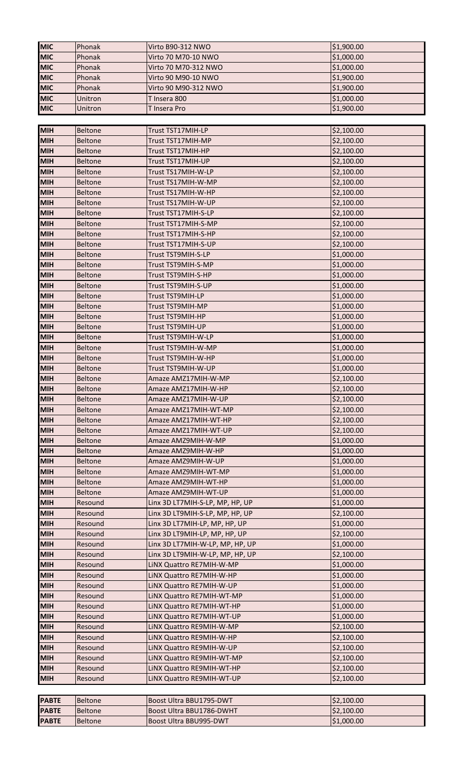| | | | |
|---|---|---|---|
| **MIC** | Phonak | Virto B90-312 NWO | $1,900.00 |
| **MIC** | Phonak | Virto 70 M70-10 NWO | $1,000.00 |
| **MIC** | Phonak | Virto 70 M70-312 NWO | $1,000.00 |
| **MIC** | Phonak | Virto 90 M90-10 NWO | $1,900.00 |
| **MIC** | Phonak | Virto 90 M90-312 NWO | $1,900.00 |
| **MIC** | Unitron | T Insera 800 | $1,000.00 |
| **MIC** | Unitron | T Insera Pro | $1,900.00 |

| | | | |
|---|---|---|---|
| **MIH** | Beltone | Trust TST17MIH-LP | $2,100.00 |
| **MIH** | Beltone | Trust TST17MIH-MP | $2,100.00 |
| **MIH** | Beltone | Trust TST17MIH-HP | $2,100.00 |
| **MIH** | Beltone | Trust TST17MIH-UP | $2,100.00 |
| **MIH** | Beltone | Trust TS17MIH-W-LP | $2,100.00 |
| **MIH** | Beltone | Trust TS17MIH-W-MP | $2,100.00 |
| **MIH** | Beltone | Trust TS17MIH-W-HP | $2,100.00 |
| **MIH** | Beltone | Trust TS17MIH-W-UP | $2,100.00 |
| **MIH** | Beltone | Trust TST17MIH-S-LP | $2,100.00 |
| **MIH** | Beltone | Trust TST17MIH-S-MP | $2,100.00 |
| **MIH** | Beltone | Trust TST17MIH-S-HP | $2,100.00 |
| **MIH** | Beltone | Trust TST17MIH-S-UP | $2,100.00 |
| **MIH** | Beltone | Trust TST9MIH-S-LP | $1,000.00 |
| **MIH** | Beltone | Trust TST9MIH-S-MP | $1,000.00 |
| **MIH** | Beltone | Trust TST9MIH-S-HP | $1,000.00 |
| **MIH** | Beltone | Trust TST9MIH-S-UP | $1,000.00 |
| **MIH** | Beltone | Trust TST9MIH-LP | $1,000.00 |
| **MIH** | Beltone | Trust TST9MIH-MP | $1,000.00 |
| **MIH** | Beltone | Trust TST9MIH-HP | $1,000.00 |
| **MIH** | Beltone | Trust TST9MIH-UP | $1,000.00 |
| **MIH** | Beltone | Trust TST9MIH-W-LP | $1,000.00 |
| **MIH** | Beltone | Trust TST9MIH-W-MP | $1,000.00 |
| **MIH** | Beltone | Trust TST9MIH-W-HP | $1,000.00 |
| **MIH** | Beltone | Trust TST9MIH-W-UP | $1,000.00 |
| **MIH** | Beltone | Amaze AMZ17MIH-W-MP | $2,100.00 |
| **MIH** | Beltone | Amaze AMZ17MIH-W-HP | $2,100.00 |
| **MIH** | Beltone | Amaze AMZ17MIH-W-UP | $2,100.00 |
| **MIH** | Beltone | Amaze AMZ17MIH-WT-MP | $2,100.00 |
| **MIH** | Beltone | Amaze AMZ17MIH-WT-HP | $2,100.00 |
| **MIH** | Beltone | Amaze AMZ17MIH-WT-UP | $2,100.00 |
| **MIH** | Beltone | Amaze AMZ9MIH-W-MP | $1,000.00 |
| **MIH** | Beltone | Amaze AMZ9MIH-W-HP | $1,000.00 |
| **MIH** | Beltone | Amaze AMZ9MIH-W-UP | $1,000.00 |
| **MIH** | Beltone | Amaze AMZ9MIH-WT-MP | $1,000.00 |
| **MIH** | Beltone | Amaze AMZ9MIH-WT-HP | $1,000.00 |
| **MIH** | Beltone | Amaze AMZ9MIH-WT-UP | $1,000.00 |
| **MIH** | Resound | Linx 3D LT7MIH-S-LP, MP, HP, UP | $1,000.00 |
| **MIH** | Resound | Linx 3D LT9MIH-S-LP, MP, HP, UP | $2,100.00 |
| **MIH** | Resound | Linx 3D LT7MIH-LP, MP, HP, UP | $1,000.00 |
| **MIH** | Resound | Linx 3D LT9MIH-LP, MP, HP, UP | $2,100.00 |
| **MIH** | Resound | Linx 3D LT7MIH-W-LP, MP, HP, UP | $1,000.00 |
| **MIH** | Resound | Linx 3D LT9MIH-W-LP, MP, HP, UP | $2,100.00 |
| **MIH** | Resound | LiNX Quattro RE7MIH-W-MP | $1,000.00 |
| **MIH** | Resound | LiNX Quattro RE7MIH-W-HP | $1,000.00 |
| **MIH** | Resound | LiNX Quattro RE7MIH-W-UP | $1,000.00 |
| **MIH** | Resound | LiNX Quattro RE7MIH-WT-MP | $1,000.00 |
| **MIH** | Resound | LiNX Quattro RE7MIH-WT-HP | $1,000.00 |
| **MIH** | Resound | LiNX Quattro RE7MIH-WT-UP | $1,000.00 |
| **MIH** | Resound | LiNX Quattro RE9MIH-W-MP | $2,100.00 |
| **MIH** | Resound | LiNX Quattro RE9MIH-W-HP | $2,100.00 |
| **MIH** | Resound | LiNX Quattro RE9MIH-W-UP | $2,100.00 |
| **MIH** | Resound | LiNX Quattro RE9MIH-WT-MP | $2,100.00 |
| **MIH** | Resound | LiNX Quattro RE9MIH-WT-HP | $2,100.00 |
| **MIH** | Resound | LiNX Quattro RE9MIH-WT-UP | $2,100.00 |

| | | | |
|---|---|---|---|
| **PABTE** | Beltone | Boost Ultra BBU1795-DWT | $2,100.00 |
| **PABTE** | Beltone | Boost Ultra BBU1786-DWHT | $2,100.00 |
| **PABTE** | Beltone | Boost Ultra BBU995-DWT | $1,000.00 |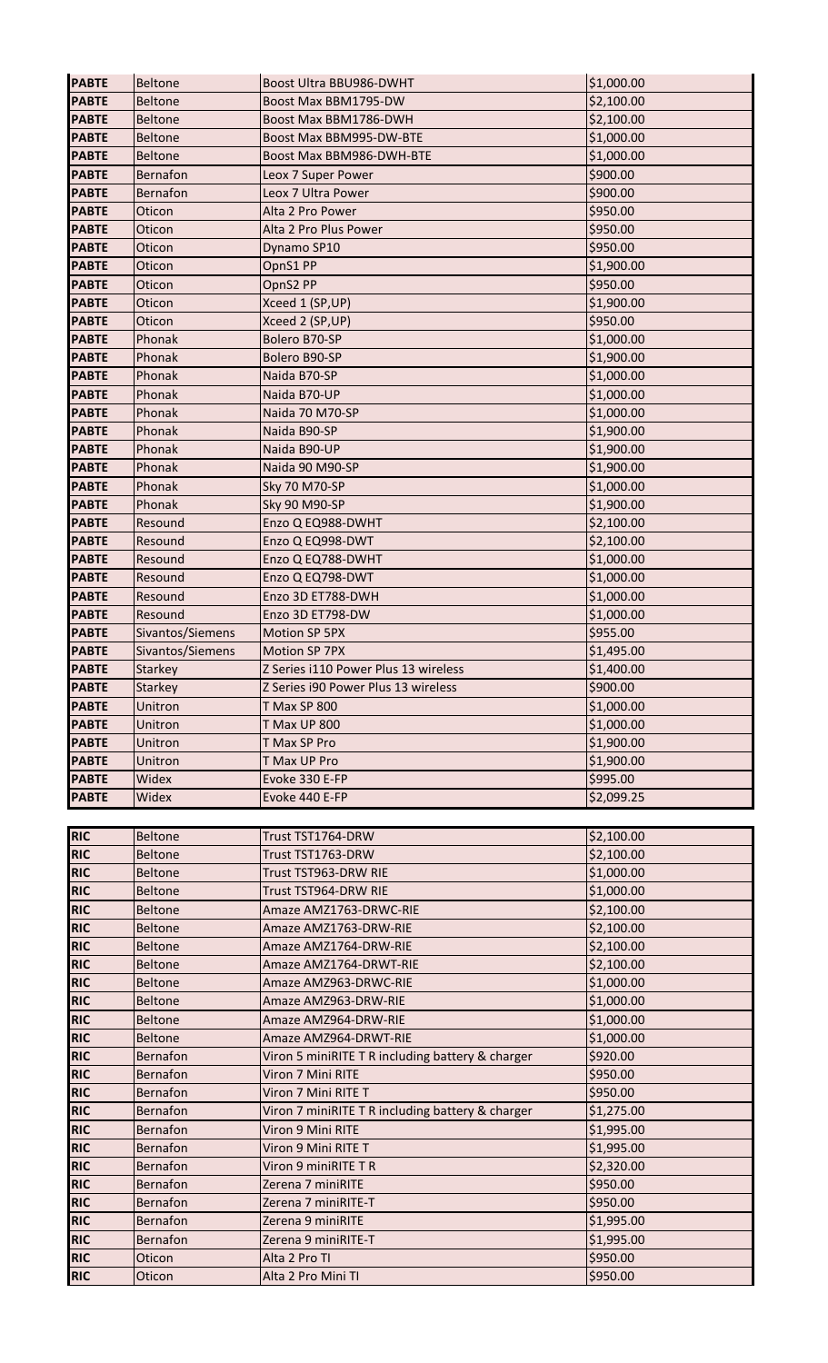| | | | |
|---|---|---|---|
| **PABTE** | Beltone | Boost Ultra BBU986-DWHT | $1,000.00 |
| **PABTE** | Beltone | Boost Max BBM1795-DW | $2,100.00 |
| **PABTE** | Beltone | Boost Max BBM1786-DWH | $2,100.00 |
| **PABTE** | Beltone | Boost Max BBM995-DW-BTE | $1,000.00 |
| **PABTE** | Beltone | Boost Max BBM986-DWH-BTE | $1,000.00 |
| **PABTE** | Bernafon | Leox 7 Super Power | $900.00 |
| **PABTE** | Bernafon | Leox 7 Ultra Power | $900.00 |
| **PABTE** | Oticon | Alta 2 Pro Power | $950.00 |
| **PABTE** | Oticon | Alta 2 Pro Plus Power | $950.00 |
| **PABTE** | Oticon | Dynamo SP10 | $950.00 |
| **PABTE** | Oticon | OpnS1 PP | $1,900.00 |
| **PABTE** | Oticon | OpnS2 PP | $950.00 |
| **PABTE** | Oticon | Xceed 1 (SP,UP) | $1,900.00 |
| **PABTE** | Oticon | Xceed 2 (SP,UP) | $950.00 |
| **PABTE** | Phonak | Bolero B70-SP | $1,000.00 |
| **PABTE** | Phonak | Bolero B90-SP | $1,900.00 |
| **PABTE** | Phonak | Naida B70-SP | $1,000.00 |
| **PABTE** | Phonak | Naida B70-UP | $1,000.00 |
| **PABTE** | Phonak | Naida 70 M70-SP | $1,000.00 |
| **PABTE** | Phonak | Naida B90-SP | $1,900.00 |
| **PABTE** | Phonak | Naida B90-UP | $1,900.00 |
| **PABTE** | Phonak | Naida 90 M90-SP | $1,900.00 |
| **PABTE** | Phonak | Sky 70 M70-SP | $1,000.00 |
| **PABTE** | Phonak | Sky 90 M90-SP | $1,900.00 |
| **PABTE** | Resound | Enzo Q EQ988-DWHT | $2,100.00 |
| **PABTE** | Resound | Enzo Q EQ998-DWT | $2,100.00 |
| **PABTE** | Resound | Enzo Q EQ788-DWHT | $1,000.00 |
| **PABTE** | Resound | Enzo Q EQ798-DWT | $1,000.00 |
| **PABTE** | Resound | Enzo 3D ET788-DWH | $1,000.00 |
| **PABTE** | Resound | Enzo 3D ET798-DW | $1,000.00 |
| **PABTE** | Sivantos/Siemens | Motion SP 5PX | $955.00 |
| **PABTE** | Sivantos/Siemens | Motion SP 7PX | $1,495.00 |
| **PABTE** | Starkey | Z Series i110 Power Plus 13 wireless | $1,400.00 |
| **PABTE** | Starkey | Z Series i90 Power Plus 13 wireless | $900.00 |
| **PABTE** | Unitron | T Max SP 800 | $1,000.00 |
| **PABTE** | Unitron | T Max UP 800 | $1,000.00 |
| **PABTE** | Unitron | T Max SP Pro | $1,900.00 |
| **PABTE** | Unitron | T Max UP Pro | $1,900.00 |
| **PABTE** | Widex | Evoke 330 E-FP | $995.00 |
| **PABTE** | Widex | Evoke 440 E-FP | $2,099.25 |

| | | | |
|---|---|---|---|
| **RIC** | Beltone | Trust TST1764-DRW | $2,100.00 |
| **RIC** | Beltone | Trust TST1763-DRW | $2,100.00 |
| **RIC** | Beltone | Trust TST963-DRW RIE | $1,000.00 |
| **RIC** | Beltone | Trust TST964-DRW RIE | $1,000.00 |
| **RIC** | Beltone | Amaze AMZ1763-DRWC-RIE | $2,100.00 |
| **RIC** | Beltone | Amaze AMZ1763-DRW-RIE | $2,100.00 |
| **RIC** | Beltone | Amaze AMZ1764-DRW-RIE | $2,100.00 |
| **RIC** | Beltone | Amaze AMZ1764-DRWT-RIE | $2,100.00 |
| **RIC** | Beltone | Amaze AMZ963-DRWC-RIE | $1,000.00 |
| **RIC** | Beltone | Amaze AMZ963-DRW-RIE | $1,000.00 |
| **RIC** | Beltone | Amaze AMZ964-DRW-RIE | $1,000.00 |
| **RIC** | Beltone | Amaze AMZ964-DRWT-RIE | $1,000.00 |
| **RIC** | Bernafon | Viron 5 miniRITE T R including battery & charger | $920.00 |
| **RIC** | Bernafon | Viron 7 Mini RITE | $950.00 |
| **RIC** | Bernafon | Viron 7 Mini RITE T | $950.00 |
| **RIC** | Bernafon | Viron 7 miniRITE T R including battery & charger | $1,275.00 |
| **RIC** | Bernafon | Viron 9 Mini RITE | $1,995.00 |
| **RIC** | Bernafon | Viron 9 Mini RITE T | $1,995.00 |
| **RIC** | Bernafon | Viron 9 miniRITE T R | $2,320.00 |
| **RIC** | Bernafon | Zerena 7 miniRITE | $950.00 |
| **RIC** | Bernafon | Zerena 7 miniRITE-T | $950.00 |
| **RIC** | Bernafon | Zerena 9 miniRITE | $1,995.00 |
| **RIC** | Bernafon | Zerena 9 miniRITE-T | $1,995.00 |
| **RIC** | Oticon | Alta 2 Pro TI | $950.00 |
| **RIC** | Oticon | Alta 2 Pro Mini TI | $950.00 |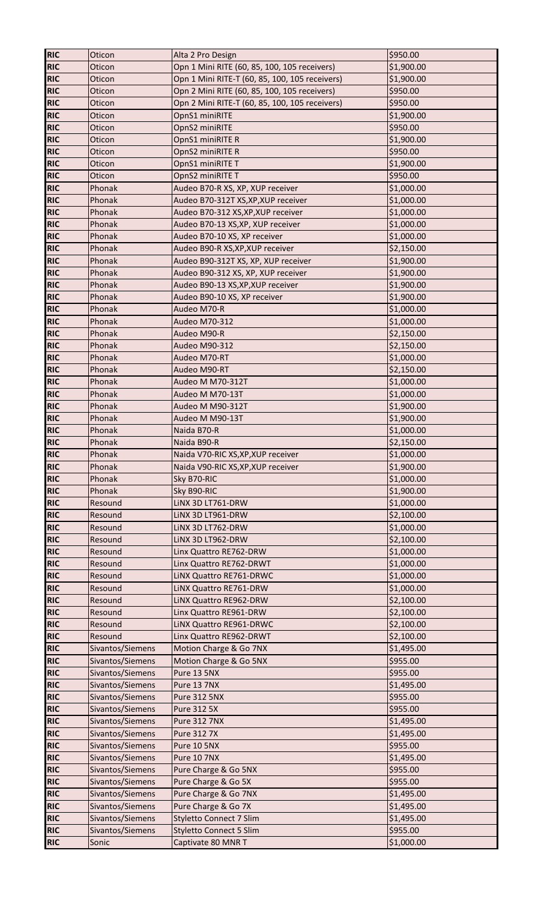| RIC | Oticon | Alta 2 Pro Design | $950.00 |
|---|---|---|---|
| RIC | Oticon | Opn 1 Mini RITE (60, 85, 100, 105 receivers) | $1,900.00 |
| RIC | Oticon | Opn 1 Mini RITE-T (60, 85, 100, 105 receivers) | $1,900.00 |
| RIC | Oticon | Opn 2 Mini RITE (60, 85, 100, 105 receivers) | $950.00 |
| RIC | Oticon | Opn 2 Mini RITE-T (60, 85, 100, 105 receivers) | $950.00 |
| RIC | Oticon | OpnS1 miniRITE | $1,900.00 |
| RIC | Oticon | OpnS2 miniRITE | $950.00 |
| RIC | Oticon | OpnS1 miniRITE R | $1,900.00 |
| RIC | Oticon | OpnS2 miniRITE R | $950.00 |
| RIC | Oticon | OpnS1 miniRITE T | $1,900.00 |
| RIC | Oticon | OpnS2 miniRITE T | $950.00 |
| RIC | Phonak | Audeo B70-R XS, XP, XUP receiver | $1,000.00 |
| RIC | Phonak | Audeo B70-312T XS,XP,XUP receiver | $1,000.00 |
| RIC | Phonak | Audeo B70-312 XS,XP,XUP receiver | $1,000.00 |
| RIC | Phonak | Audeo B70-13 XS,XP, XUP receiver | $1,000.00 |
| RIC | Phonak | Audeo B70-10 XS, XP receiver | $1,000.00 |
| RIC | Phonak | Audeo B90-R XS,XP,XUP receiver | $2,150.00 |
| RIC | Phonak | Audeo B90-312T XS, XP, XUP receiver | $1,900.00 |
| RIC | Phonak | Audeo B90-312 XS, XP, XUP receiver | $1,900.00 |
| RIC | Phonak | Audeo B90-13 XS,XP,XUP receiver | $1,900.00 |
| RIC | Phonak | Audeo B90-10 XS, XP receiver | $1,900.00 |
| RIC | Phonak | Audeo M70-R | $1,000.00 |
| RIC | Phonak | Audeo M70-312 | $1,000.00 |
| RIC | Phonak | Audeo M90-R | $2,150.00 |
| RIC | Phonak | Audeo M90-312 | $2,150.00 |
| RIC | Phonak | Audeo M70-RT | $1,000.00 |
| RIC | Phonak | Audeo M90-RT | $2,150.00 |
| RIC | Phonak | Audeo M M70-312T | $1,000.00 |
| RIC | Phonak | Audeo M M70-13T | $1,000.00 |
| RIC | Phonak | Audeo M M90-312T | $1,900.00 |
| RIC | Phonak | Audeo M M90-13T | $1,900.00 |
| RIC | Phonak | Naida B70-R | $1,000.00 |
| RIC | Phonak | Naida B90-R | $2,150.00 |
| RIC | Phonak | Naida V70-RIC XS,XP,XUP receiver | $1,000.00 |
| RIC | Phonak | Naida V90-RIC XS,XP,XUP receiver | $1,900.00 |
| RIC | Phonak | Sky B70-RIC | $1,000.00 |
| RIC | Phonak | Sky B90-RIC | $1,900.00 |
| RIC | Resound | LiNX 3D LT761-DRW | $1,000.00 |
| RIC | Resound | LiNX 3D LT961-DRW | $2,100.00 |
| RIC | Resound | LiNX 3D LT762-DRW | $1,000.00 |
| RIC | Resound | LiNX 3D LT962-DRW | $2,100.00 |
| RIC | Resound | Linx Quattro RE762-DRW | $1,000.00 |
| RIC | Resound | Linx Quattro RE762-DRWT | $1,000.00 |
| RIC | Resound | LiNX Quattro RE761-DRWC | $1,000.00 |
| RIC | Resound | LiNX Quattro RE761-DRW | $1,000.00 |
| RIC | Resound | LiNX Quattro RE962-DRW | $2,100.00 |
| RIC | Resound | Linx Quattro RE961-DRW | $2,100.00 |
| RIC | Resound | LiNX Quattro RE961-DRWC | $2,100.00 |
| RIC | Resound | Linx Quattro RE962-DRWT | $2,100.00 |
| RIC | Sivantos/Siemens | Motion Charge & Go 7NX | $1,495.00 |
| RIC | Sivantos/Siemens | Motion Charge & Go 5NX | $955.00 |
| RIC | Sivantos/Siemens | Pure 13 5NX | $955.00 |
| RIC | Sivantos/Siemens | Pure 13 7NX | $1,495.00 |
| RIC | Sivantos/Siemens | Pure 312 5NX | $955.00 |
| RIC | Sivantos/Siemens | Pure 312 5X | $955.00 |
| RIC | Sivantos/Siemens | Pure 312 7NX | $1,495.00 |
| RIC | Sivantos/Siemens | Pure 312 7X | $1,495.00 |
| RIC | Sivantos/Siemens | Pure 10 5NX | $955.00 |
| RIC | Sivantos/Siemens | Pure 10 7NX | $1,495.00 |
| RIC | Sivantos/Siemens | Pure Charge & Go 5NX | $955.00 |
| RIC | Sivantos/Siemens | Pure Charge & Go 5X | $955.00 |
| RIC | Sivantos/Siemens | Pure Charge & Go 7NX | $1,495.00 |
| RIC | Sivantos/Siemens | Pure Charge & Go 7X | $1,495.00 |
| RIC | Sivantos/Siemens | Styletto Connect 7 Slim | $1,495.00 |
| RIC | Sivantos/Siemens | Styletto Connect 5 Slim | $955.00 |
| RIC | Sonic | Captivate 80 MNR T | $1,000.00 |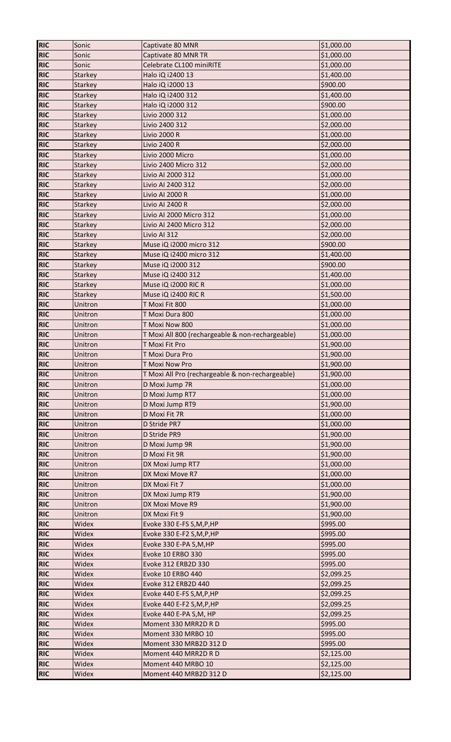| | | | |
|---|---|---|---|
| **RIC** | Sonic | Captivate 80 MNR | $1,000.00 |
| **RIC** | Sonic | Captivate 80 MNR TR | $1,000.00 |
| **RIC** | Sonic | Celebrate CL100 miniRITE | $1,000.00 |
| **RIC** | Starkey | Halo iQ i2400 13 | $1,400.00 |
| **RIC** | Starkey | Halo iQ i2000 13 | $900.00 |
| **RIC** | Starkey | Halo iQ i2400 312 | $1,400.00 |
| **RIC** | Starkey | Halo iQ i2000 312 | $900.00 |
| **RIC** | Starkey | Livio 2000 312 | $1,000.00 |
| **RIC** | Starkey | Livio 2400 312 | $2,000.00 |
| **RIC** | Starkey | Livio 2000 R | $1,000.00 |
| **RIC** | Starkey | Livio 2400 R | $2,000.00 |
| **RIC** | Starkey | Livio 2000 Micro | $1,000.00 |
| **RIC** | Starkey | Livio 2400 Micro 312 | $2,000.00 |
| **RIC** | Starkey | Livio AI 2000 312 | $1,000.00 |
| **RIC** | Starkey | Livio AI 2400 312 | $2,000.00 |
| **RIC** | Starkey | Livio AI 2000 R | $1,000.00 |
| **RIC** | Starkey | Livio AI 2400 R | $2,000.00 |
| **RIC** | Starkey | Livio AI 2000 Micro 312 | $1,000.00 |
| **RIC** | Starkey | Livio AI 2400 Micro 312 | $2,000.00 |
| **RIC** | Starkey | Livio AI 312 | $2,000.00 |
| **RIC** | Starkey | Muse iQ i2000 micro 312 | $900.00 |
| **RIC** | Starkey | Muse iQ i2400 micro 312 | $1,400.00 |
| **RIC** | Starkey | Muse iQ i2000 312 | $900.00 |
| **RIC** | Starkey | Muse iQ i2400 312 | $1,400.00 |
| **RIC** | Starkey | Muse iQ i2000 RIC R | $1,000.00 |
| **RIC** | Starkey | Muse iQ i2400 RIC R | $1,500.00 |
| **RIC** | Unitron | T Moxi Fit 800 | $1,000.00 |
| **RIC** | Unitron | T Moxi Dura 800 | $1,000.00 |
| **RIC** | Unitron | T Moxi Now 800 | $1,000.00 |
| **RIC** | Unitron | T Moxi All 800 (rechargeable & non-rechargeable) | $1,000.00 |
| **RIC** | Unitron | T Moxi Fit Pro | $1,900.00 |
| **RIC** | Unitron | T Moxi Dura Pro | $1,900.00 |
| **RIC** | Unitron | T Moxi Now Pro | $1,900.00 |
| **RIC** | Unitron | T Moxi All Pro (rechargeable & non-rechargeable) | $1,900.00 |
| **RIC** | Unitron | D Moxi Jump 7R | $1,000.00 |
| **RIC** | Unitron | D Moxi Jump RT7 | $1,000.00 |
| **RIC** | Unitron | D Moxi Jump RT9 | $1,900.00 |
| **RIC** | Unitron | D Moxi Fit 7R | $1,000.00 |
| **RIC** | Unitron | D Stride PR7 | $1,000.00 |
| **RIC** | Unitron | D Stride PR9 | $1,900.00 |
| **RIC** | Unitron | D Moxi Jump 9R | $1,900.00 |
| **RIC** | Unitron | D Moxi Fit 9R | $1,900.00 |
| **RIC** | Unitron | DX Moxi Jump RT7 | $1,000.00 |
| **RIC** | Unitron | DX Moxi Move R7 | $1,000.00 |
| **RIC** | Unitron | DX Moxi Fit 7 | $1,000.00 |
| **RIC** | Unitron | DX Moxi Jump RT9 | $1,900.00 |
| **RIC** | Unitron | DX Moxi Move R9 | $1,900.00 |
| **RIC** | Unitron | DX Moxi Fit 9 | $1,900.00 |
| **RIC** | Widex | Evoke 330 E-FS S,M,P,HP | $995.00 |
| **RIC** | Widex | Evoke 330 E-F2 S,M,P,HP | $995.00 |
| **RIC** | Widex | Evoke 330 E-PA S,M,HP | $995.00 |
| **RIC** | Widex | Evoke 10 ERBO 330 | $995.00 |
| **RIC** | Widex | Evoke 312 ERB2D 330 | $995.00 |
| **RIC** | Widex | Evoke 10 ERBO 440 | $2,099.25 |
| **RIC** | Widex | Evoke 312 ERB2D 440 | $2,099.25 |
| **RIC** | Widex | Evoke 440 E-FS S,M,P,HP | $2,099.25 |
| **RIC** | Widex | Evoke 440 E-F2 S,M,P,HP | $2,099.25 |
| **RIC** | Widex | Evoke 440 E-PA S,M, HP | $2,099.25 |
| **RIC** | Widex | Moment 330 MRR2D R D | $995.00 |
| **RIC** | Widex | Moment 330 MRBO 10 | $995.00 |
| **RIC** | Widex | Moment 330 MRB2D 312 D | $995.00 |
| **RIC** | Widex | Moment 440 MRR2D R D | $2,125.00 |
| **RIC** | Widex | Moment 440 MRBO 10 | $2,125.00 |
| **RIC** | Widex | Moment 440 MRB2D 312 D | $2,125.00 |